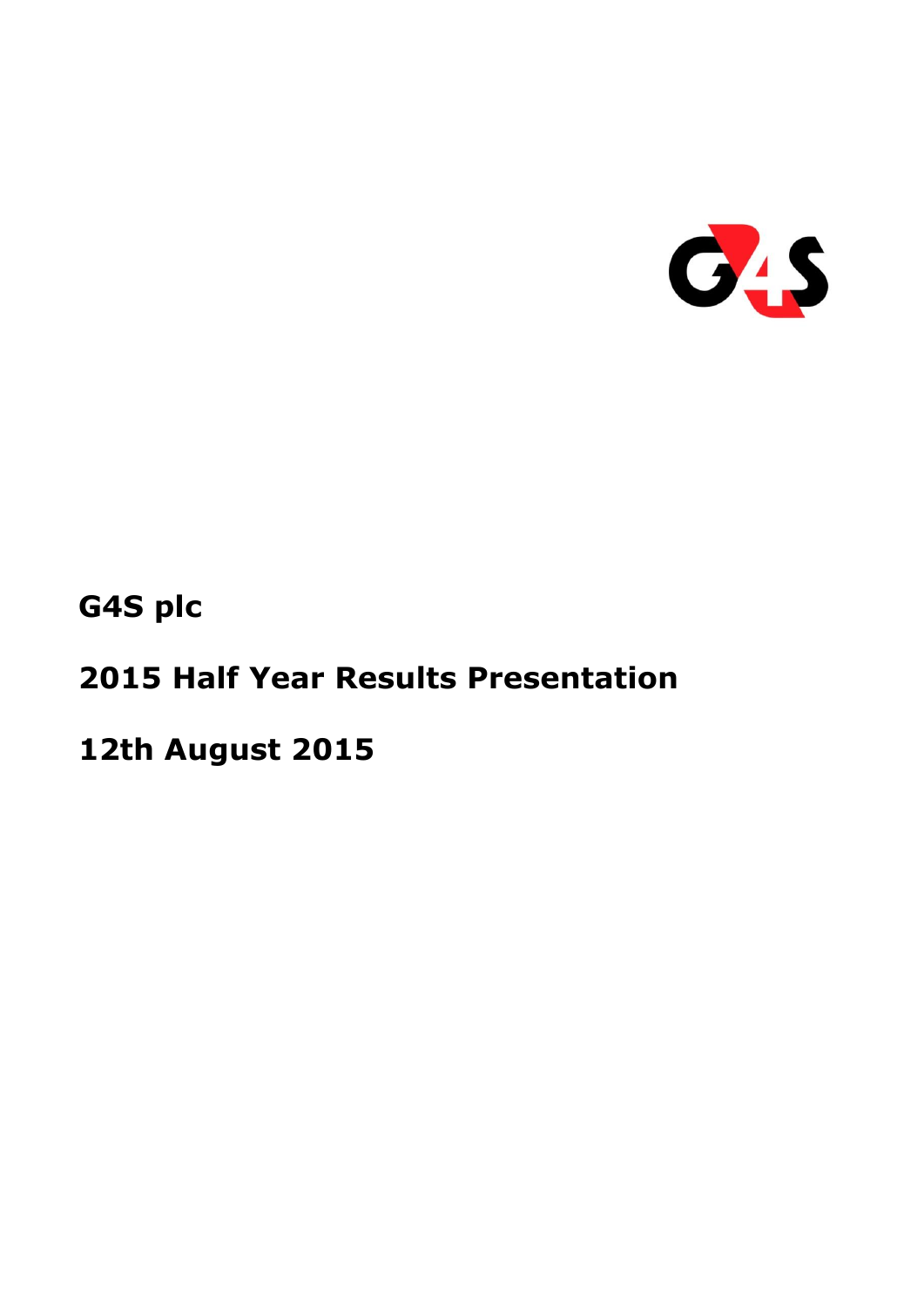**G4S plc**

**2015 Half Year Results Presentation**

**12th August 2015**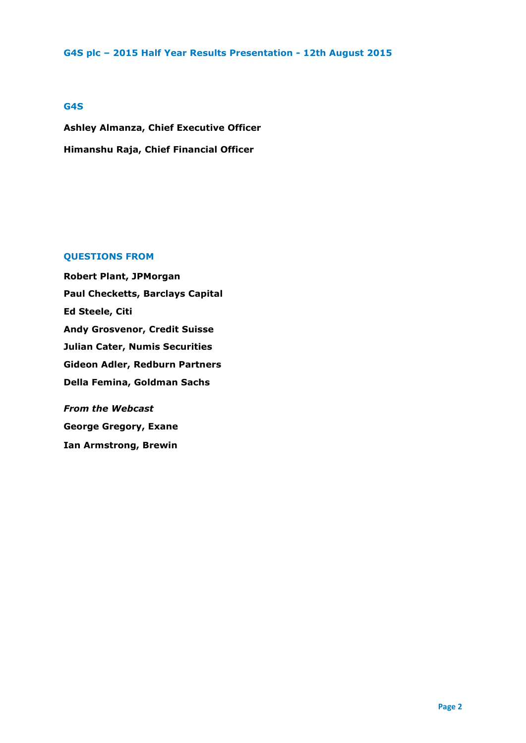**G4S plc – 2015 Half Year Results Presentation - 12th August 2015**

## G4S

**Ashley Almanza, Chief Executive Officer**

**Himanshu Raja, Chief Financial Officer**

## QUESTIONS FROM

**Robert Plant, JPMorgan**

**Paul Checketts, Barclays Capital**

**Ed Steele, Citi**

**Andy Grosvenor, Credit Suisse**

**Julian Cater, Numis Securities**

**Gideon Adler, Redburn Partners**

**Della Femina, Goldman Sachs**

***From the Webcast***

**George Gregory, Exane**

**Ian Armstrong, Brewin**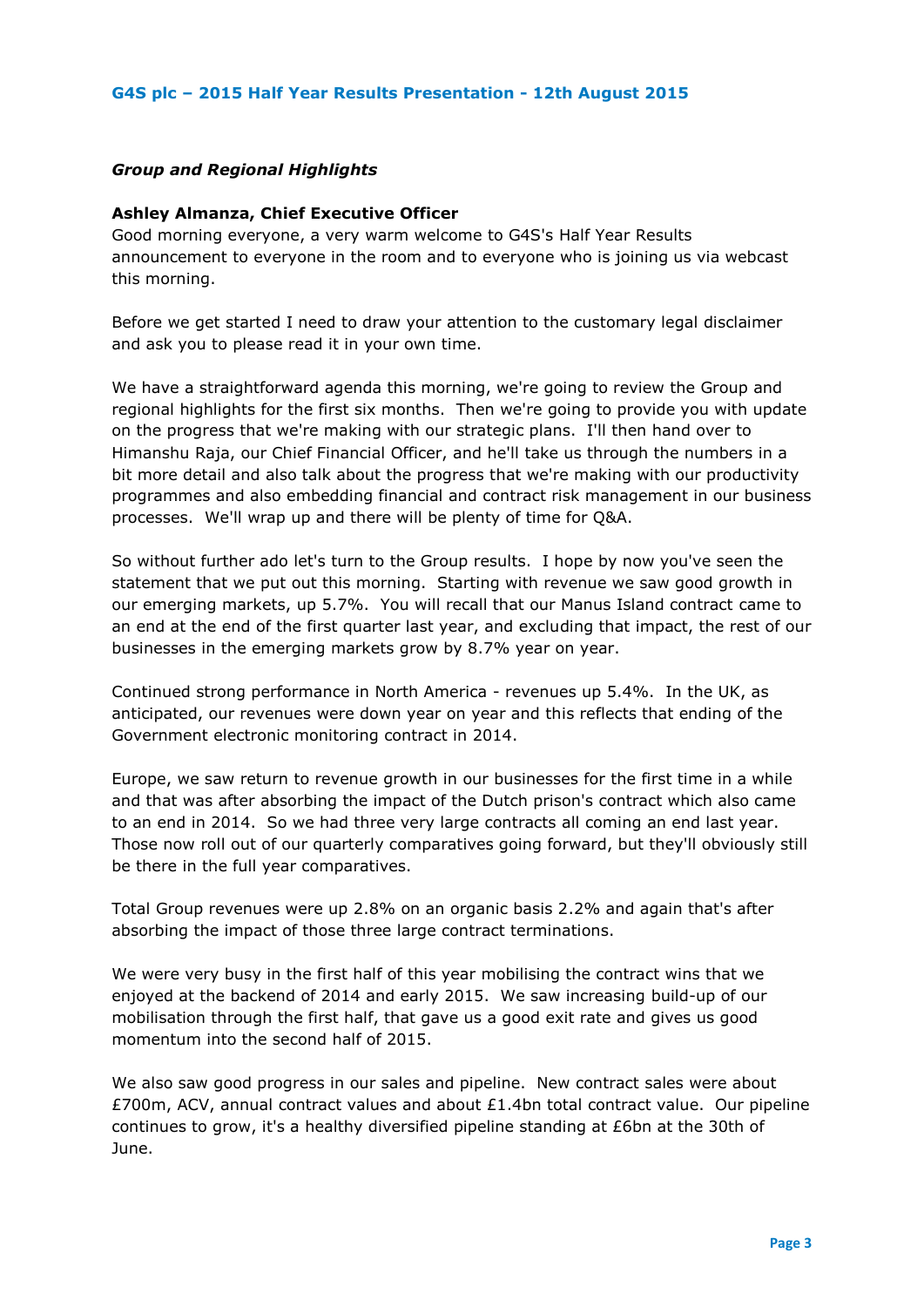**G4S plc – 2015 Half Year Results Presentation - 12th August 2015**

## *Group and Regional Highlights*

**Ashley Almanza, Chief Executive Officer**

Good morning everyone, a very warm welcome to G4S's Half Year Results announcement to everyone in the room and to everyone who is joining us via webcast this morning.

Before we get started I need to draw your attention to the customary legal disclaimer and ask you to please read it in your own time.

We have a straightforward agenda this morning, we're going to review the Group and regional highlights for the first six months. Then we're going to provide you with update on the progress that we're making with our strategic plans. I'll then hand over to Himanshu Raja, our Chief Financial Officer, and he'll take us through the numbers in a bit more detail and also talk about the progress that we're making with our productivity programmes and also embedding financial and contract risk management in our business processes. We'll wrap up and there will be plenty of time for Q&A.

So without further ado let's turn to the Group results. I hope by now you've seen the statement that we put out this morning. Starting with revenue we saw good growth in our emerging markets, up 5.7%. You will recall that our Manus Island contract came to an end at the end of the first quarter last year, and excluding that impact, the rest of our businesses in the emerging markets grow by 8.7% year on year.

Continued strong performance in North America - revenues up 5.4%. In the UK, as anticipated, our revenues were down year on year and this reflects that ending of the Government electronic monitoring contract in 2014.

Europe, we saw return to revenue growth in our businesses for the first time in a while and that was after absorbing the impact of the Dutch prison's contract which also came to an end in 2014. So we had three very large contracts all coming an end last year. Those now roll out of our quarterly comparatives going forward, but they'll obviously still be there in the full year comparatives.

Total Group revenues were up 2.8% on an organic basis 2.2% and again that's after absorbing the impact of those three large contract terminations.

We were very busy in the first half of this year mobilising the contract wins that we enjoyed at the backend of 2014 and early 2015. We saw increasing build-up of our mobilisation through the first half, that gave us a good exit rate and gives us good momentum into the second half of 2015.

We also saw good progress in our sales and pipeline. New contract sales were about £700m, ACV, annual contract values and about £1.4bn total contract value. Our pipeline continues to grow, it's a healthy diversified pipeline standing at £6bn at the 30th of June.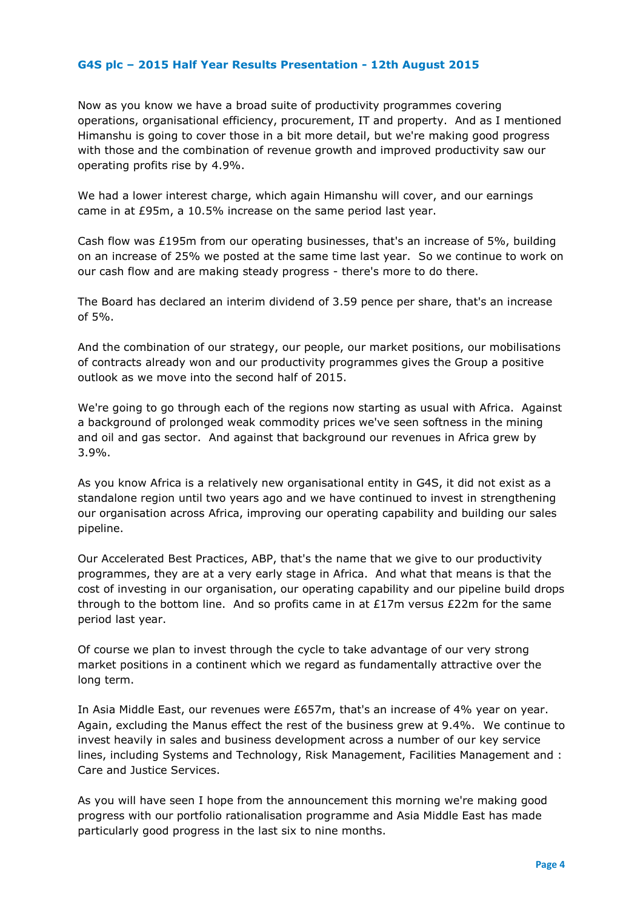Now as you know we have a broad suite of productivity programmes covering operations, organisational efficiency, procurement, IT and property. And as I mentioned Himanshu is going to cover those in a bit more detail, but we're making good progress with those and the combination of revenue growth and improved productivity saw our operating profits rise by 4.9%.

We had a lower interest charge, which again Himanshu will cover, and our earnings came in at £95m, a 10.5% increase on the same period last year.

Cash flow was £195m from our operating businesses, that's an increase of 5%, building on an increase of 25% we posted at the same time last year. So we continue to work on our cash flow and are making steady progress - there's more to do there.

The Board has declared an interim dividend of 3.59 pence per share, that's an increase of 5%.

And the combination of our strategy, our people, our market positions, our mobilisations of contracts already won and our productivity programmes gives the Group a positive outlook as we move into the second half of 2015.

We're going to go through each of the regions now starting as usual with Africa. Against a background of prolonged weak commodity prices we've seen softness in the mining and oil and gas sector. And against that background our revenues in Africa grew by 3.9%.

As you know Africa is a relatively new organisational entity in G4S, it did not exist as a standalone region until two years ago and we have continued to invest in strengthening our organisation across Africa, improving our operating capability and building our sales pipeline.

Our Accelerated Best Practices, ABP, that's the name that we give to our productivity programmes, they are at a very early stage in Africa. And what that means is that the cost of investing in our organisation, our operating capability and our pipeline build drops through to the bottom line. And so profits came in at £17m versus £22m for the same period last year.

Of course we plan to invest through the cycle to take advantage of our very strong market positions in a continent which we regard as fundamentally attractive over the long term.

In Asia Middle East, our revenues were £657m, that's an increase of 4% year on year. Again, excluding the Manus effect the rest of the business grew at 9.4%. We continue to invest heavily in sales and business development across a number of our key service lines, including Systems and Technology, Risk Management, Facilities Management and : Care and Justice Services.

As you will have seen I hope from the announcement this morning we're making good progress with our portfolio rationalisation programme and Asia Middle East has made particularly good progress in the last six to nine months.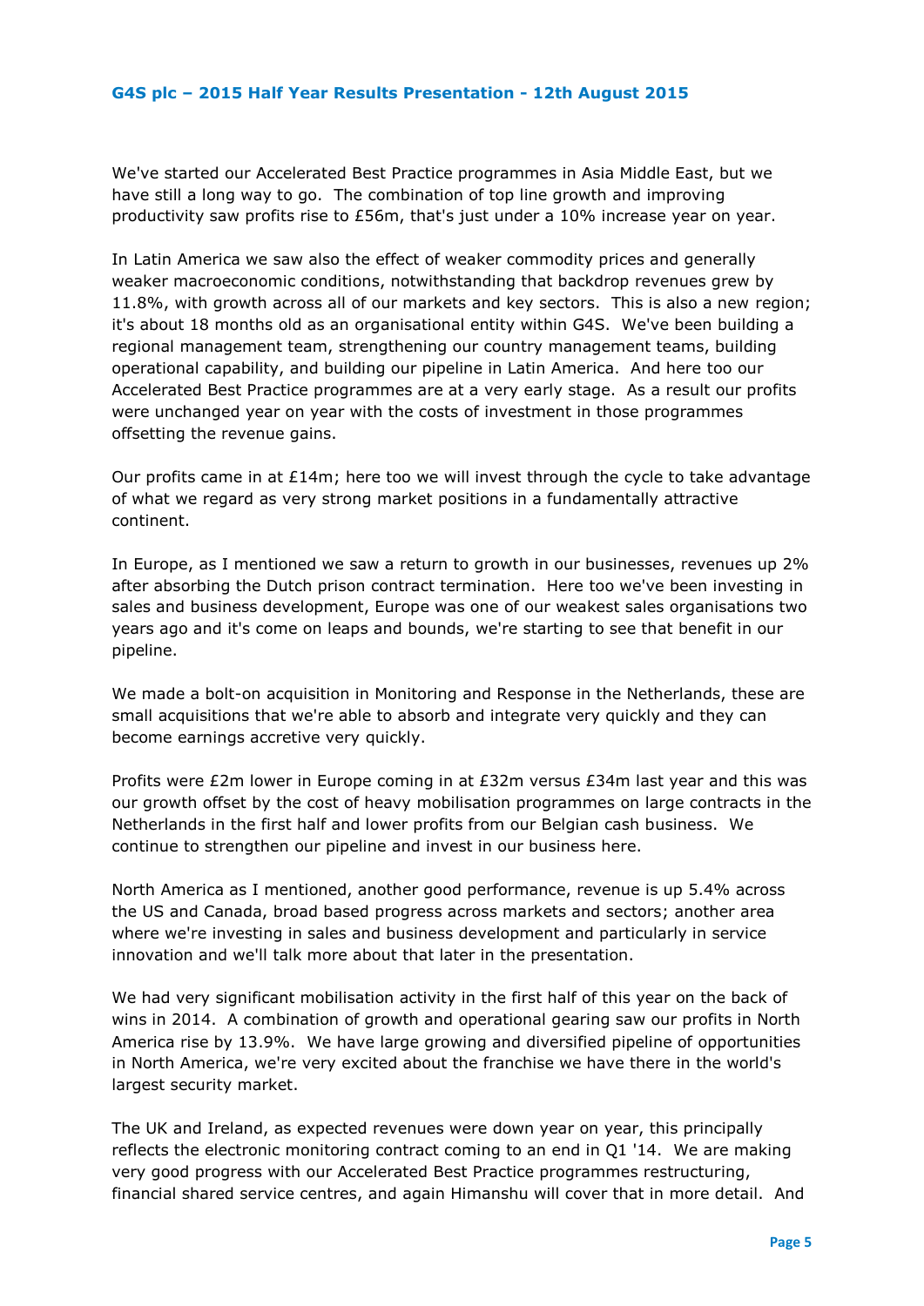We've started our Accelerated Best Practice programmes in Asia Middle East, but we have still a long way to go. The combination of top line growth and improving productivity saw profits rise to £56m, that's just under a 10% increase year on year.

In Latin America we saw also the effect of weaker commodity prices and generally weaker macroeconomic conditions, notwithstanding that backdrop revenues grew by 11.8%, with growth across all of our markets and key sectors. This is also a new region; it's about 18 months old as an organisational entity within G4S. We've been building a regional management team, strengthening our country management teams, building operational capability, and building our pipeline in Latin America. And here too our Accelerated Best Practice programmes are at a very early stage. As a result our profits were unchanged year on year with the costs of investment in those programmes offsetting the revenue gains.

Our profits came in at £14m; here too we will invest through the cycle to take advantage of what we regard as very strong market positions in a fundamentally attractive continent.

In Europe, as I mentioned we saw a return to growth in our businesses, revenues up 2% after absorbing the Dutch prison contract termination. Here too we've been investing in sales and business development, Europe was one of our weakest sales organisations two years ago and it's come on leaps and bounds, we're starting to see that benefit in our pipeline.

We made a bolt-on acquisition in Monitoring and Response in the Netherlands, these are small acquisitions that we're able to absorb and integrate very quickly and they can become earnings accretive very quickly.

Profits were £2m lower in Europe coming in at £32m versus £34m last year and this was our growth offset by the cost of heavy mobilisation programmes on large contracts in the Netherlands in the first half and lower profits from our Belgian cash business. We continue to strengthen our pipeline and invest in our business here.

North America as I mentioned, another good performance, revenue is up 5.4% across the US and Canada, broad based progress across markets and sectors; another area where we're investing in sales and business development and particularly in service innovation and we'll talk more about that later in the presentation.

We had very significant mobilisation activity in the first half of this year on the back of wins in 2014. A combination of growth and operational gearing saw our profits in North America rise by 13.9%. We have large growing and diversified pipeline of opportunities in North America, we're very excited about the franchise we have there in the world's largest security market.

The UK and Ireland, as expected revenues were down year on year, this principally reflects the electronic monitoring contract coming to an end in Q1 '14. We are making very good progress with our Accelerated Best Practice programmes restructuring, financial shared service centres, and again Himanshu will cover that in more detail. And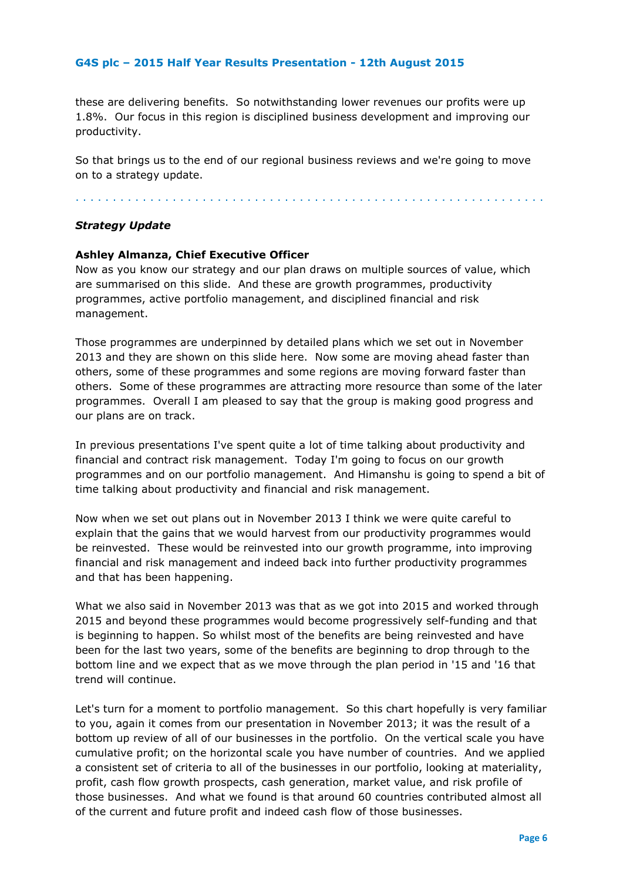these are delivering benefits. So notwithstanding lower revenues our profits were up 1.8%. Our focus in this region is disciplined business development and improving our productivity.

So that brings us to the end of our regional business reviews and we're going to move on to a strategy update.

. . . . . . . . . . . . . . . . . . . . . . . . . . . . . . . . . . . . . . . . . . . . . . . . . . . . . . . . . . . . . .

***Strategy Update***

**Ashley Almanza, Chief Executive Officer**
Now as you know our strategy and our plan draws on multiple sources of value, which are summarised on this slide. And these are growth programmes, productivity programmes, active portfolio management, and disciplined financial and risk management.

Those programmes are underpinned by detailed plans which we set out in November 2013 and they are shown on this slide here. Now some are moving ahead faster than others, some of these programmes and some regions are moving forward faster than others. Some of these programmes are attracting more resource than some of the later programmes. Overall I am pleased to say that the group is making good progress and our plans are on track.

In previous presentations I've spent quite a lot of time talking about productivity and financial and contract risk management. Today I'm going to focus on our growth programmes and on our portfolio management. And Himanshu is going to spend a bit of time talking about productivity and financial and risk management.

Now when we set out plans out in November 2013 I think we were quite careful to explain that the gains that we would harvest from our productivity programmes would be reinvested. These would be reinvested into our growth programme, into improving financial and risk management and indeed back into further productivity programmes and that has been happening.

What we also said in November 2013 was that as we got into 2015 and worked through 2015 and beyond these programmes would become progressively self-funding and that is beginning to happen. So whilst most of the benefits are being reinvested and have been for the last two years, some of the benefits are beginning to drop through to the bottom line and we expect that as we move through the plan period in '15 and '16 that trend will continue.

Let's turn for a moment to portfolio management. So this chart hopefully is very familiar to you, again it comes from our presentation in November 2013; it was the result of a bottom up review of all of our businesses in the portfolio. On the vertical scale you have cumulative profit; on the horizontal scale you have number of countries. And we applied a consistent set of criteria to all of the businesses in our portfolio, looking at materiality, profit, cash flow growth prospects, cash generation, market value, and risk profile of those businesses. And what we found is that around 60 countries contributed almost all of the current and future profit and indeed cash flow of those businesses.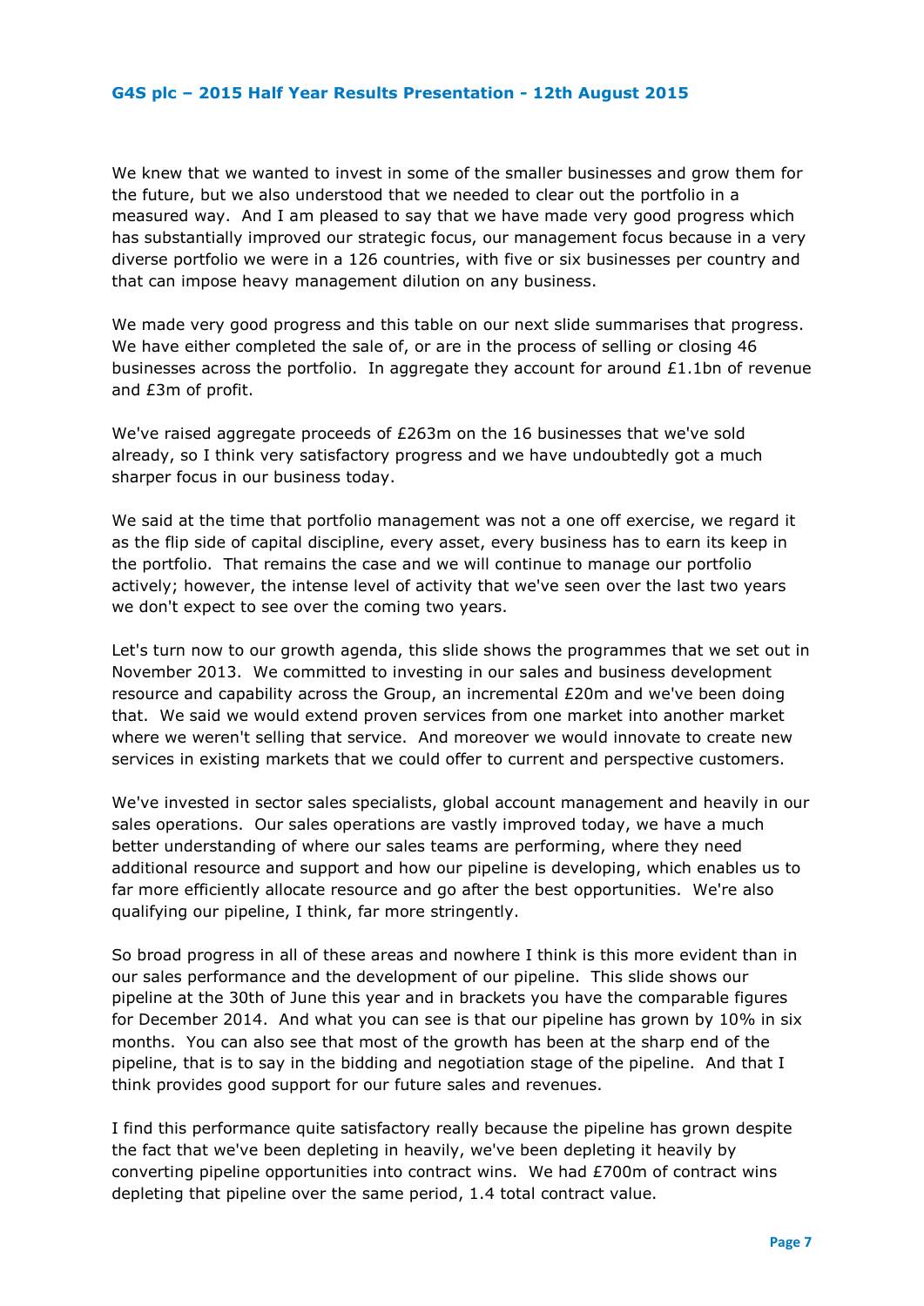We knew that we wanted to invest in some of the smaller businesses and grow them for the future, but we also understood that we needed to clear out the portfolio in a measured way. And I am pleased to say that we have made very good progress which has substantially improved our strategic focus, our management focus because in a very diverse portfolio we were in a 126 countries, with five or six businesses per country and that can impose heavy management dilution on any business.

We made very good progress and this table on our next slide summarises that progress. We have either completed the sale of, or are in the process of selling or closing 46 businesses across the portfolio. In aggregate they account for around £1.1bn of revenue and £3m of profit.

We've raised aggregate proceeds of £263m on the 16 businesses that we've sold already, so I think very satisfactory progress and we have undoubtedly got a much sharper focus in our business today.

We said at the time that portfolio management was not a one off exercise, we regard it as the flip side of capital discipline, every asset, every business has to earn its keep in the portfolio. That remains the case and we will continue to manage our portfolio actively; however, the intense level of activity that we've seen over the last two years we don't expect to see over the coming two years.

Let's turn now to our growth agenda, this slide shows the programmes that we set out in November 2013. We committed to investing in our sales and business development resource and capability across the Group, an incremental £20m and we've been doing that. We said we would extend proven services from one market into another market where we weren't selling that service. And moreover we would innovate to create new services in existing markets that we could offer to current and perspective customers.

We've invested in sector sales specialists, global account management and heavily in our sales operations. Our sales operations are vastly improved today, we have a much better understanding of where our sales teams are performing, where they need additional resource and support and how our pipeline is developing, which enables us to far more efficiently allocate resource and go after the best opportunities. We're also qualifying our pipeline, I think, far more stringently.

So broad progress in all of these areas and nowhere I think is this more evident than in our sales performance and the development of our pipeline. This slide shows our pipeline at the 30th of June this year and in brackets you have the comparable figures for December 2014. And what you can see is that our pipeline has grown by 10% in six months. You can also see that most of the growth has been at the sharp end of the pipeline, that is to say in the bidding and negotiation stage of the pipeline. And that I think provides good support for our future sales and revenues.

I find this performance quite satisfactory really because the pipeline has grown despite the fact that we've been depleting in heavily, we've been depleting it heavily by converting pipeline opportunities into contract wins. We had £700m of contract wins depleting that pipeline over the same period, 1.4 total contract value.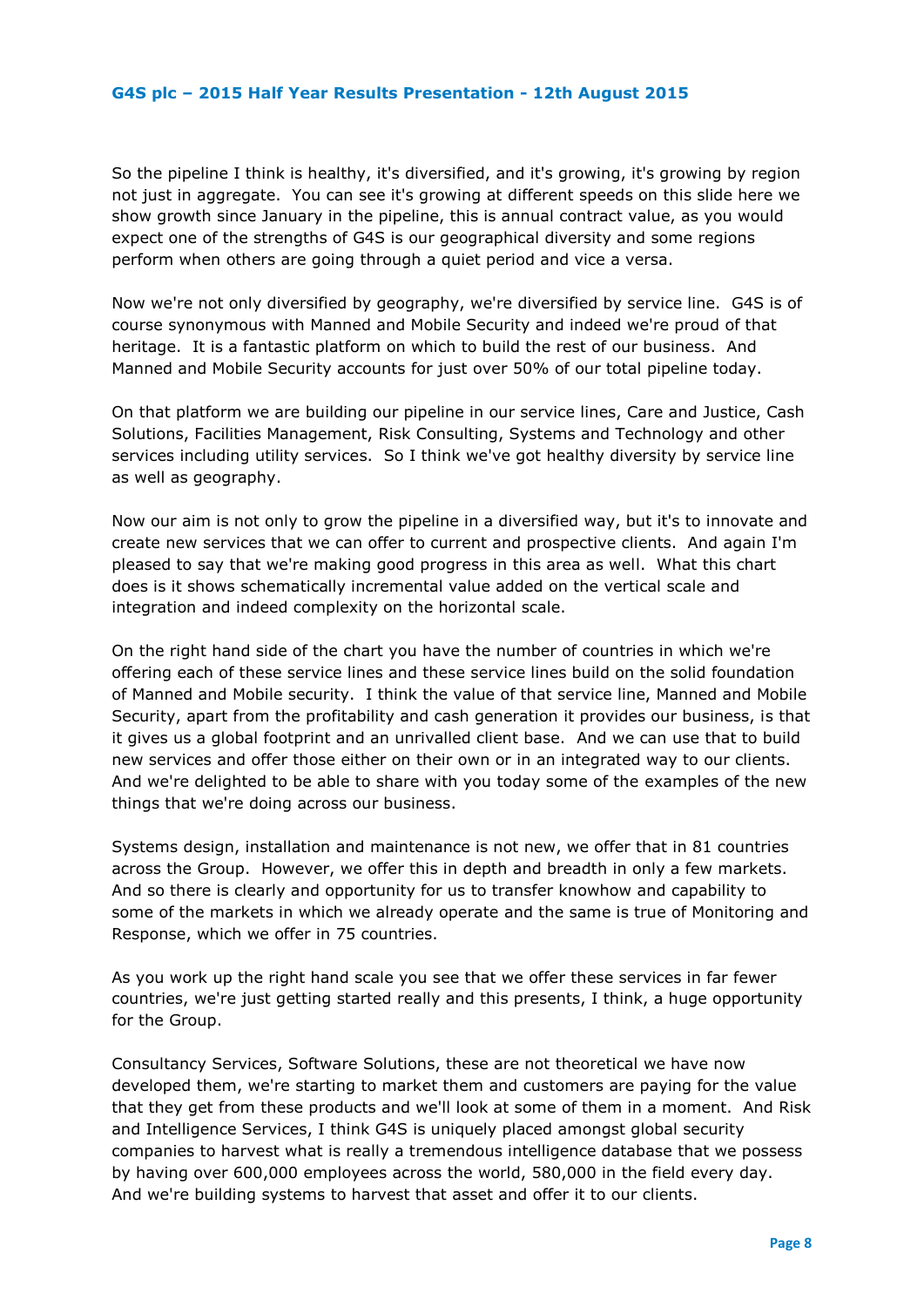So the pipeline I think is healthy, it's diversified, and it's growing, it's growing by region not just in aggregate. You can see it's growing at different speeds on this slide here we show growth since January in the pipeline, this is annual contract value, as you would expect one of the strengths of G4S is our geographical diversity and some regions perform when others are going through a quiet period and vice a versa.

Now we're not only diversified by geography, we're diversified by service line. G4S is of course synonymous with Manned and Mobile Security and indeed we're proud of that heritage. It is a fantastic platform on which to build the rest of our business. And Manned and Mobile Security accounts for just over 50% of our total pipeline today.

On that platform we are building our pipeline in our service lines, Care and Justice, Cash Solutions, Facilities Management, Risk Consulting, Systems and Technology and other services including utility services. So I think we've got healthy diversity by service line as well as geography.

Now our aim is not only to grow the pipeline in a diversified way, but it's to innovate and create new services that we can offer to current and prospective clients. And again I'm pleased to say that we're making good progress in this area as well. What this chart does is it shows schematically incremental value added on the vertical scale and integration and indeed complexity on the horizontal scale.

On the right hand side of the chart you have the number of countries in which we're offering each of these service lines and these service lines build on the solid foundation of Manned and Mobile security. I think the value of that service line, Manned and Mobile Security, apart from the profitability and cash generation it provides our business, is that it gives us a global footprint and an unrivalled client base. And we can use that to build new services and offer those either on their own or in an integrated way to our clients. And we're delighted to be able to share with you today some of the examples of the new things that we're doing across our business.

Systems design, installation and maintenance is not new, we offer that in 81 countries across the Group. However, we offer this in depth and breadth in only a few markets. And so there is clearly and opportunity for us to transfer knowhow and capability to some of the markets in which we already operate and the same is true of Monitoring and Response, which we offer in 75 countries.

As you work up the right hand scale you see that we offer these services in far fewer countries, we're just getting started really and this presents, I think, a huge opportunity for the Group.

Consultancy Services, Software Solutions, these are not theoretical we have now developed them, we're starting to market them and customers are paying for the value that they get from these products and we'll look at some of them in a moment. And Risk and Intelligence Services, I think G4S is uniquely placed amongst global security companies to harvest what is really a tremendous intelligence database that we possess by having over 600,000 employees across the world, 580,000 in the field every day. And we're building systems to harvest that asset and offer it to our clients.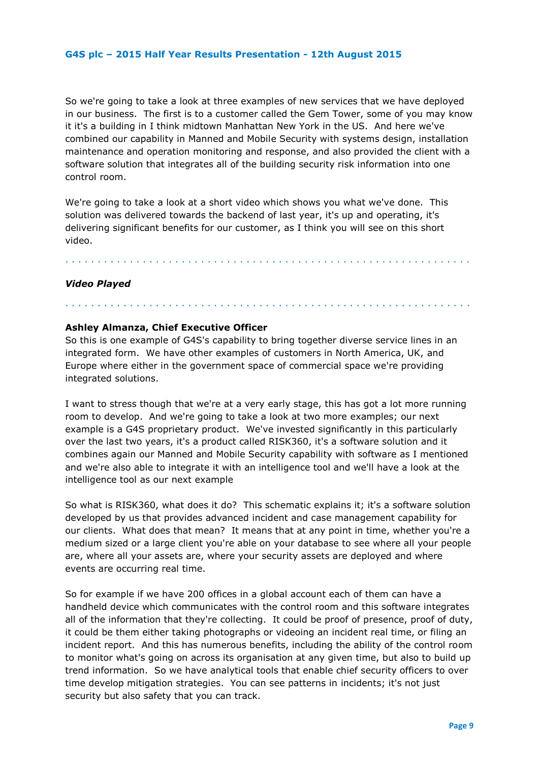So we're going to take a look at three examples of new services that we have deployed in our business. The first is to a customer called the Gem Tower, some of you may know it it's a building in I think midtown Manhattan New York in the US. And here we've combined our capability in Manned and Mobile Security with systems design, installation maintenance and operation monitoring and response, and also provided the client with a software solution that integrates all of the building security risk information into one control room.

We're going to take a look at a short video which shows you what we've done. This solution was delivered towards the backend of last year, it's up and operating, it's delivering significant benefits for our customer, as I think you will see on this short video.

. . . . . . . . . . . . . . . . . . . . . . . . . . . . . . . . . . . . . . . . . . . . . . . . . . . . . . . . . . . . . . . .

***Video Played***

. . . . . . . . . . . . . . . . . . . . . . . . . . . . . . . . . . . . . . . . . . . . . . . . . . . . . . . . . . . . . . . .

**Ashley Almanza, Chief Executive Officer**
So this is one example of G4S's capability to bring together diverse service lines in an integrated form. We have other examples of customers in North America, UK, and Europe where either in the government space of commercial space we're providing integrated solutions.

I want to stress though that we're at a very early stage, this has got a lot more running room to develop. And we're going to take a look at two more examples; our next example is a G4S proprietary product. We've invested significantly in this particularly over the last two years, it's a product called RISK360, it's a software solution and it combines again our Manned and Mobile Security capability with software as I mentioned and we're also able to integrate it with an intelligence tool and we'll have a look at the intelligence tool as our next example

So what is RISK360, what does it do? This schematic explains it; it's a software solution developed by us that provides advanced incident and case management capability for our clients. What does that mean? It means that at any point in time, whether you're a medium sized or a large client you're able on your database to see where all your people are, where all your assets are, where your security assets are deployed and where events are occurring real time.

So for example if we have 200 offices in a global account each of them can have a handheld device which communicates with the control room and this software integrates all of the information that they're collecting. It could be proof of presence, proof of duty, it could be them either taking photographs or videoing an incident real time, or filing an incident report. And this has numerous benefits, including the ability of the control room to monitor what's going on across its organisation at any given time, but also to build up trend information. So we have analytical tools that enable chief security officers to over time develop mitigation strategies. You can see patterns in incidents; it's not just security but also safety that you can track.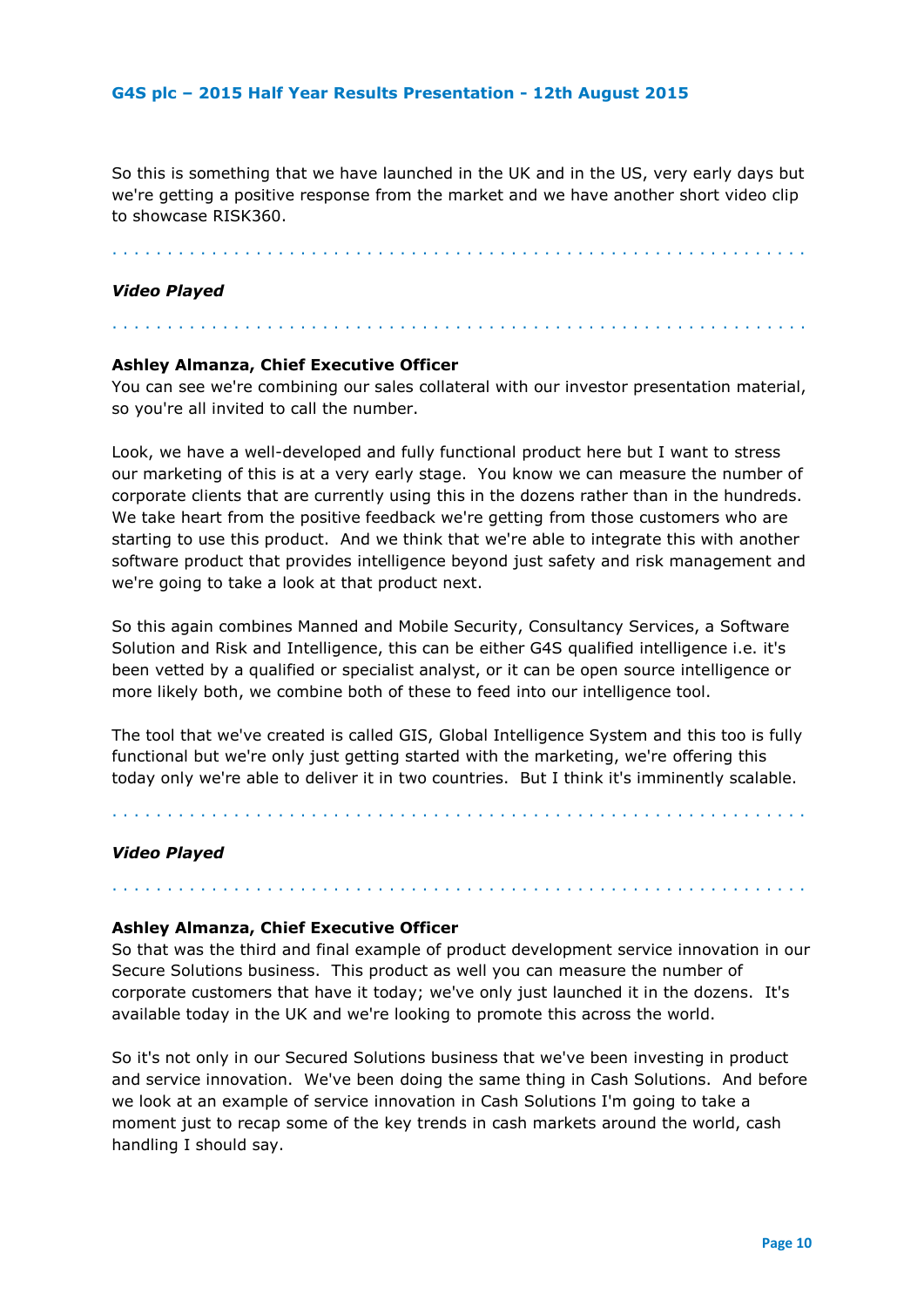So this is something that we have launched in the UK and in the US, very early days but we're getting a positive response from the market and we have another short video clip to showcase RISK360.

. . . . . . . . . . . . . . . . . . . . . . . . . . . . . . . . . . . . . . . . . . . . . . . . . . . . . . . . . . . . . . . .

***Video Played***

. . . . . . . . . . . . . . . . . . . . . . . . . . . . . . . . . . . . . . . . . . . . . . . . . . . . . . . . . . . . . . . .

**Ashley Almanza, Chief Executive Officer**
You can see we're combining our sales collateral with our investor presentation material, so you're all invited to call the number.

Look, we have a well-developed and fully functional product here but I want to stress our marketing of this is at a very early stage. You know we can measure the number of corporate clients that are currently using this in the dozens rather than in the hundreds. We take heart from the positive feedback we're getting from those customers who are starting to use this product. And we think that we're able to integrate this with another software product that provides intelligence beyond just safety and risk management and we're going to take a look at that product next.

So this again combines Manned and Mobile Security, Consultancy Services, a Software Solution and Risk and Intelligence, this can be either G4S qualified intelligence i.e. it's been vetted by a qualified or specialist analyst, or it can be open source intelligence or more likely both, we combine both of these to feed into our intelligence tool.

The tool that we've created is called GIS, Global Intelligence System and this too is fully functional but we're only just getting started with the marketing, we're offering this today only we're able to deliver it in two countries. But I think it's imminently scalable.

. . . . . . . . . . . . . . . . . . . . . . . . . . . . . . . . . . . . . . . . . . . . . . . . . . . . . . . . . . . . . . . .

***Video Played***

. . . . . . . . . . . . . . . . . . . . . . . . . . . . . . . . . . . . . . . . . . . . . . . . . . . . . . . . . . . . . . . .

**Ashley Almanza, Chief Executive Officer**
So that was the third and final example of product development service innovation in our Secure Solutions business. This product as well you can measure the number of corporate customers that have it today; we've only just launched it in the dozens. It's available today in the UK and we're looking to promote this across the world.

So it's not only in our Secured Solutions business that we've been investing in product and service innovation. We've been doing the same thing in Cash Solutions. And before we look at an example of service innovation in Cash Solutions I'm going to take a moment just to recap some of the key trends in cash markets around the world, cash handling I should say.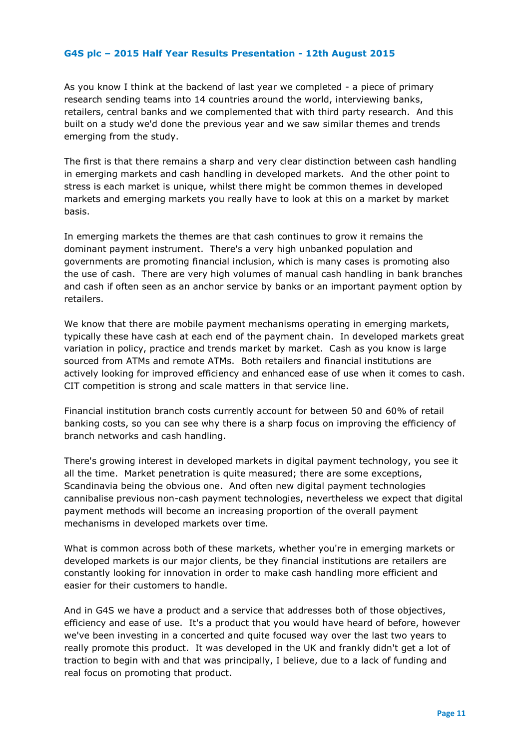As you know I think at the backend of last year we completed - a piece of primary research sending teams into 14 countries around the world, interviewing banks, retailers, central banks and we complemented that with third party research. And this built on a study we'd done the previous year and we saw similar themes and trends emerging from the study.

The first is that there remains a sharp and very clear distinction between cash handling in emerging markets and cash handling in developed markets. And the other point to stress is each market is unique, whilst there might be common themes in developed markets and emerging markets you really have to look at this on a market by market basis.

In emerging markets the themes are that cash continues to grow it remains the dominant payment instrument. There's a very high unbanked population and governments are promoting financial inclusion, which is many cases is promoting also the use of cash. There are very high volumes of manual cash handling in bank branches and cash if often seen as an anchor service by banks or an important payment option by retailers.

We know that there are mobile payment mechanisms operating in emerging markets, typically these have cash at each end of the payment chain. In developed markets great variation in policy, practice and trends market by market. Cash as you know is large sourced from ATMs and remote ATMs. Both retailers and financial institutions are actively looking for improved efficiency and enhanced ease of use when it comes to cash. CIT competition is strong and scale matters in that service line.

Financial institution branch costs currently account for between 50 and 60% of retail banking costs, so you can see why there is a sharp focus on improving the efficiency of branch networks and cash handling.

There's growing interest in developed markets in digital payment technology, you see it all the time. Market penetration is quite measured; there are some exceptions, Scandinavia being the obvious one. And often new digital payment technologies cannibalise previous non-cash payment technologies, nevertheless we expect that digital payment methods will become an increasing proportion of the overall payment mechanisms in developed markets over time.

What is common across both of these markets, whether you're in emerging markets or developed markets is our major clients, be they financial institutions are retailers are constantly looking for innovation in order to make cash handling more efficient and easier for their customers to handle.

And in G4S we have a product and a service that addresses both of those objectives, efficiency and ease of use. It's a product that you would have heard of before, however we've been investing in a concerted and quite focused way over the last two years to really promote this product. It was developed in the UK and frankly didn't get a lot of traction to begin with and that was principally, I believe, due to a lack of funding and real focus on promoting that product.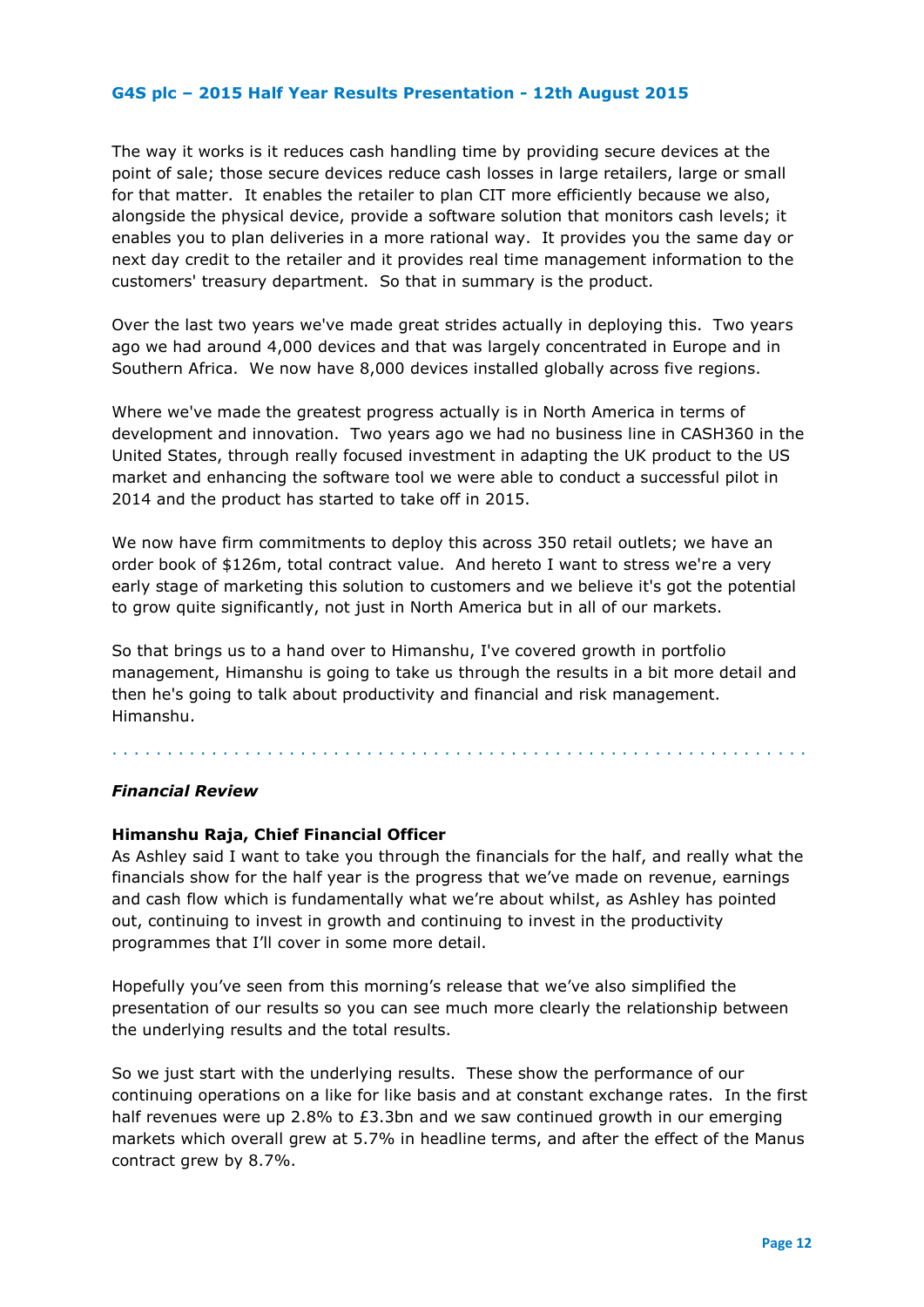The way it works is it reduces cash handling time by providing secure devices at the point of sale; those secure devices reduce cash losses in large retailers, large or small for that matter. It enables the retailer to plan CIT more efficiently because we also, alongside the physical device, provide a software solution that monitors cash levels; it enables you to plan deliveries in a more rational way. It provides you the same day or next day credit to the retailer and it provides real time management information to the customers' treasury department. So that in summary is the product.

Over the last two years we've made great strides actually in deploying this. Two years ago we had around 4,000 devices and that was largely concentrated in Europe and in Southern Africa. We now have 8,000 devices installed globally across five regions.

Where we've made the greatest progress actually is in North America in terms of development and innovation. Two years ago we had no business line in CASH360 in the United States, through really focused investment in adapting the UK product to the US market and enhancing the software tool we were able to conduct a successful pilot in 2014 and the product has started to take off in 2015.

We now have firm commitments to deploy this across 350 retail outlets; we have an order book of $126m, total contract value. And hereto I want to stress we're a very early stage of marketing this solution to customers and we believe it's got the potential to grow quite significantly, not just in North America but in all of our markets.

So that brings us to a hand over to Himanshu, I've covered growth in portfolio management, Himanshu is going to take us through the results in a bit more detail and then he's going to talk about productivity and financial and risk management. Himanshu.

---

***Financial Review***

**Himanshu Raja, Chief Financial Officer**

As Ashley said I want to take you through the financials for the half, and really what the financials show for the half year is the progress that we've made on revenue, earnings and cash flow which is fundamentally what we're about whilst, as Ashley has pointed out, continuing to invest in growth and continuing to invest in the productivity programmes that I'll cover in some more detail.

Hopefully you've seen from this morning's release that we've also simplified the presentation of our results so you can see much more clearly the relationship between the underlying results and the total results.

So we just start with the underlying results. These show the performance of our continuing operations on a like for like basis and at constant exchange rates. In the first half revenues were up 2.8% to £3.3bn and we saw continued growth in our emerging markets which overall grew at 5.7% in headline terms, and after the effect of the Manus contract grew by 8.7%.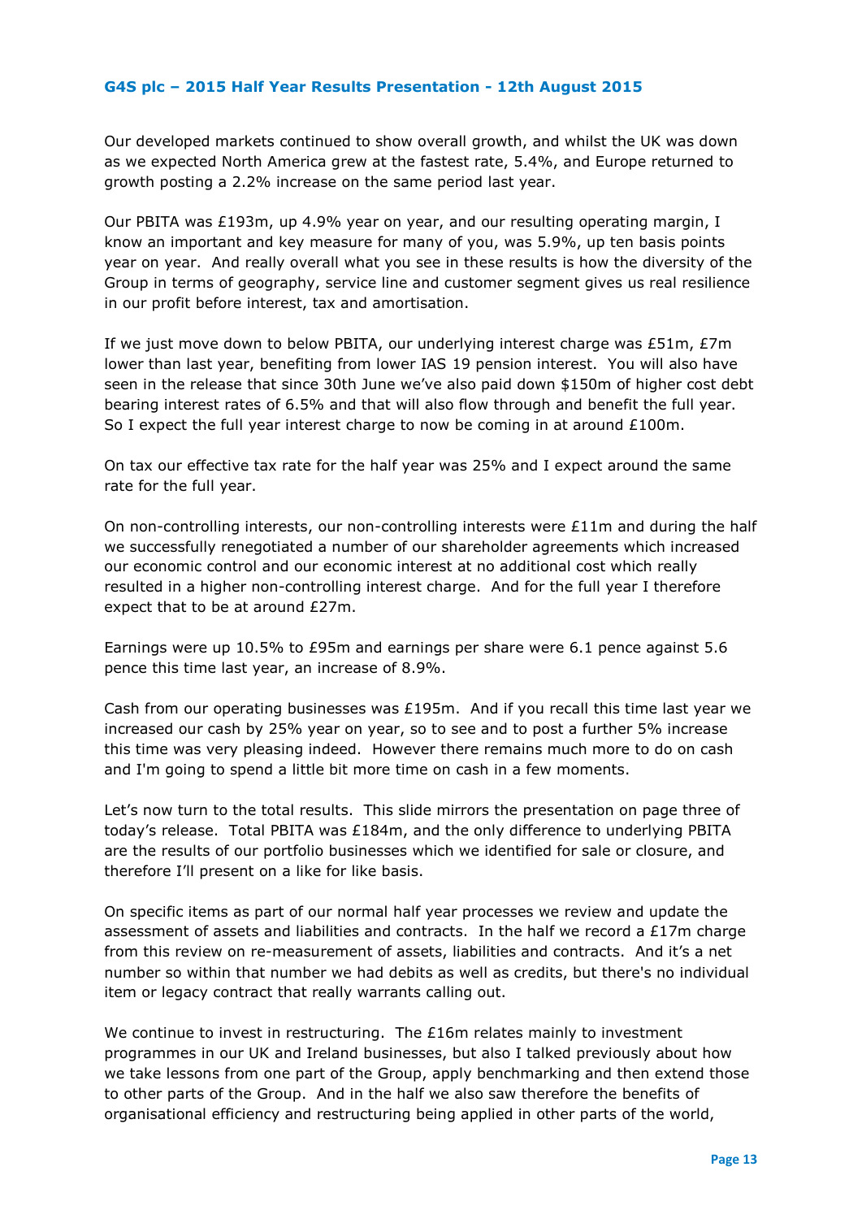Our developed markets continued to show overall growth, and whilst the UK was down as we expected North America grew at the fastest rate, 5.4%, and Europe returned to growth posting a 2.2% increase on the same period last year.

Our PBITA was £193m, up 4.9% year on year, and our resulting operating margin, I know an important and key measure for many of you, was 5.9%, up ten basis points year on year. And really overall what you see in these results is how the diversity of the Group in terms of geography, service line and customer segment gives us real resilience in our profit before interest, tax and amortisation.

If we just move down to below PBITA, our underlying interest charge was £51m, £7m lower than last year, benefiting from lower IAS 19 pension interest. You will also have seen in the release that since 30th June we've also paid down $150m of higher cost debt bearing interest rates of 6.5% and that will also flow through and benefit the full year. So I expect the full year interest charge to now be coming in at around £100m.

On tax our effective tax rate for the half year was 25% and I expect around the same rate for the full year.

On non-controlling interests, our non-controlling interests were £11m and during the half we successfully renegotiated a number of our shareholder agreements which increased our economic control and our economic interest at no additional cost which really resulted in a higher non-controlling interest charge. And for the full year I therefore expect that to be at around £27m.

Earnings were up 10.5% to £95m and earnings per share were 6.1 pence against 5.6 pence this time last year, an increase of 8.9%.

Cash from our operating businesses was £195m. And if you recall this time last year we increased our cash by 25% year on year, so to see and to post a further 5% increase this time was very pleasing indeed. However there remains much more to do on cash and I'm going to spend a little bit more time on cash in a few moments.

Let's now turn to the total results. This slide mirrors the presentation on page three of today's release. Total PBITA was £184m, and the only difference to underlying PBITA are the results of our portfolio businesses which we identified for sale or closure, and therefore I'll present on a like for like basis.

On specific items as part of our normal half year processes we review and update the assessment of assets and liabilities and contracts. In the half we record a £17m charge from this review on re-measurement of assets, liabilities and contracts. And it's a net number so within that number we had debits as well as credits, but there's no individual item or legacy contract that really warrants calling out.

We continue to invest in restructuring. The £16m relates mainly to investment programmes in our UK and Ireland businesses, but also I talked previously about how we take lessons from one part of the Group, apply benchmarking and then extend those to other parts of the Group. And in the half we also saw therefore the benefits of organisational efficiency and restructuring being applied in other parts of the world,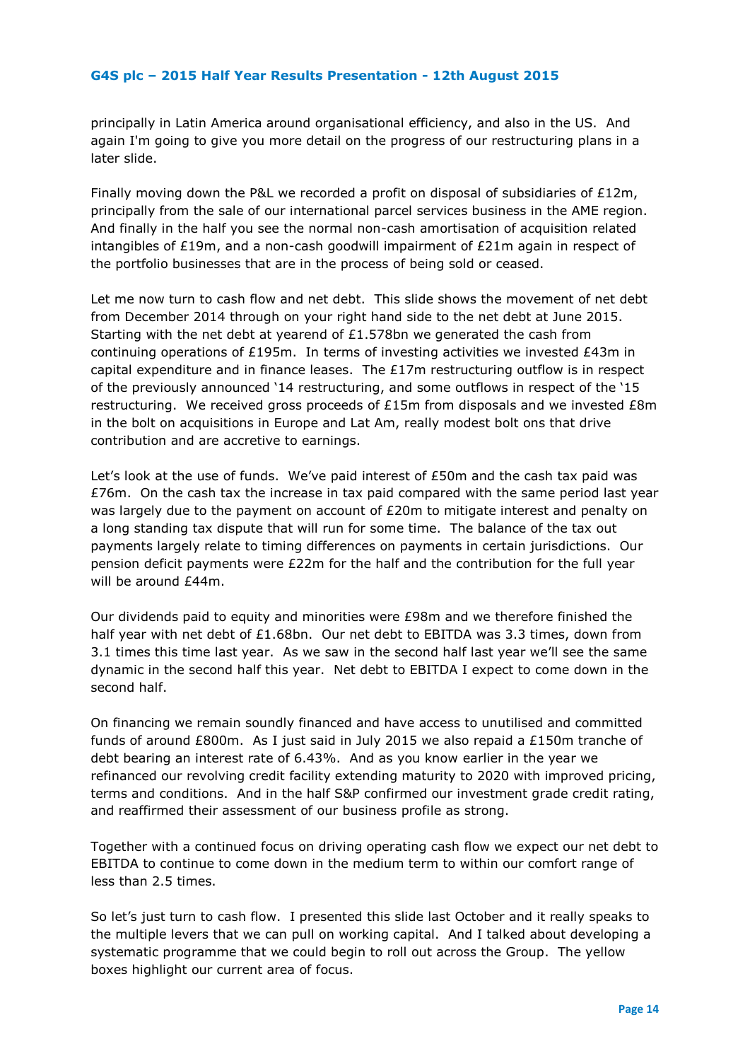principally in Latin America around organisational efficiency, and also in the US. And again I'm going to give you more detail on the progress of our restructuring plans in a later slide.

Finally moving down the P&L we recorded a profit on disposal of subsidiaries of £12m, principally from the sale of our international parcel services business in the AME region. And finally in the half you see the normal non-cash amortisation of acquisition related intangibles of £19m, and a non-cash goodwill impairment of £21m again in respect of the portfolio businesses that are in the process of being sold or ceased.

Let me now turn to cash flow and net debt. This slide shows the movement of net debt from December 2014 through on your right hand side to the net debt at June 2015. Starting with the net debt at yearend of £1.578bn we generated the cash from continuing operations of £195m. In terms of investing activities we invested £43m in capital expenditure and in finance leases. The £17m restructuring outflow is in respect of the previously announced '14 restructuring, and some outflows in respect of the '15 restructuring. We received gross proceeds of £15m from disposals and we invested £8m in the bolt on acquisitions in Europe and Lat Am, really modest bolt ons that drive contribution and are accretive to earnings.

Let's look at the use of funds. We've paid interest of £50m and the cash tax paid was £76m. On the cash tax the increase in tax paid compared with the same period last year was largely due to the payment on account of £20m to mitigate interest and penalty on a long standing tax dispute that will run for some time. The balance of the tax out payments largely relate to timing differences on payments in certain jurisdictions. Our pension deficit payments were £22m for the half and the contribution for the full year will be around £44m.

Our dividends paid to equity and minorities were £98m and we therefore finished the half year with net debt of £1.68bn. Our net debt to EBITDA was 3.3 times, down from 3.1 times this time last year. As we saw in the second half last year we'll see the same dynamic in the second half this year. Net debt to EBITDA I expect to come down in the second half.

On financing we remain soundly financed and have access to unutilised and committed funds of around £800m. As I just said in July 2015 we also repaid a £150m tranche of debt bearing an interest rate of 6.43%. And as you know earlier in the year we refinanced our revolving credit facility extending maturity to 2020 with improved pricing, terms and conditions. And in the half S&P confirmed our investment grade credit rating, and reaffirmed their assessment of our business profile as strong.

Together with a continued focus on driving operating cash flow we expect our net debt to EBITDA to continue to come down in the medium term to within our comfort range of less than 2.5 times.

So let's just turn to cash flow. I presented this slide last October and it really speaks to the multiple levers that we can pull on working capital. And I talked about developing a systematic programme that we could begin to roll out across the Group. The yellow boxes highlight our current area of focus.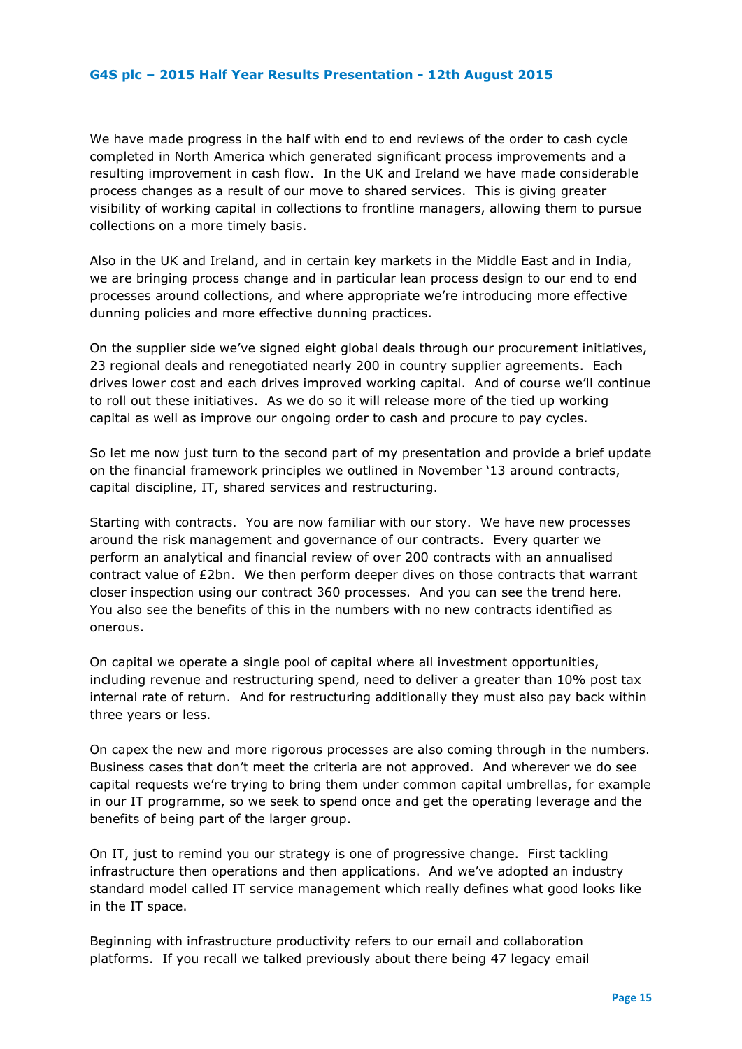We have made progress in the half with end to end reviews of the order to cash cycle completed in North America which generated significant process improvements and a resulting improvement in cash flow. In the UK and Ireland we have made considerable process changes as a result of our move to shared services. This is giving greater visibility of working capital in collections to frontline managers, allowing them to pursue collections on a more timely basis.

Also in the UK and Ireland, and in certain key markets in the Middle East and in India, we are bringing process change and in particular lean process design to our end to end processes around collections, and where appropriate we're introducing more effective dunning policies and more effective dunning practices.

On the supplier side we've signed eight global deals through our procurement initiatives, 23 regional deals and renegotiated nearly 200 in country supplier agreements. Each drives lower cost and each drives improved working capital. And of course we'll continue to roll out these initiatives. As we do so it will release more of the tied up working capital as well as improve our ongoing order to cash and procure to pay cycles.

So let me now just turn to the second part of my presentation and provide a brief update on the financial framework principles we outlined in November '13 around contracts, capital discipline, IT, shared services and restructuring.

Starting with contracts. You are now familiar with our story. We have new processes around the risk management and governance of our contracts. Every quarter we perform an analytical and financial review of over 200 contracts with an annualised contract value of £2bn. We then perform deeper dives on those contracts that warrant closer inspection using our contract 360 processes. And you can see the trend here. You also see the benefits of this in the numbers with no new contracts identified as onerous.

On capital we operate a single pool of capital where all investment opportunities, including revenue and restructuring spend, need to deliver a greater than 10% post tax internal rate of return. And for restructuring additionally they must also pay back within three years or less.

On capex the new and more rigorous processes are also coming through in the numbers. Business cases that don't meet the criteria are not approved. And wherever we do see capital requests we're trying to bring them under common capital umbrellas, for example in our IT programme, so we seek to spend once and get the operating leverage and the benefits of being part of the larger group.

On IT, just to remind you our strategy is one of progressive change. First tackling infrastructure then operations and then applications. And we've adopted an industry standard model called IT service management which really defines what good looks like in the IT space.

Beginning with infrastructure productivity refers to our email and collaboration platforms. If you recall we talked previously about there being 47 legacy email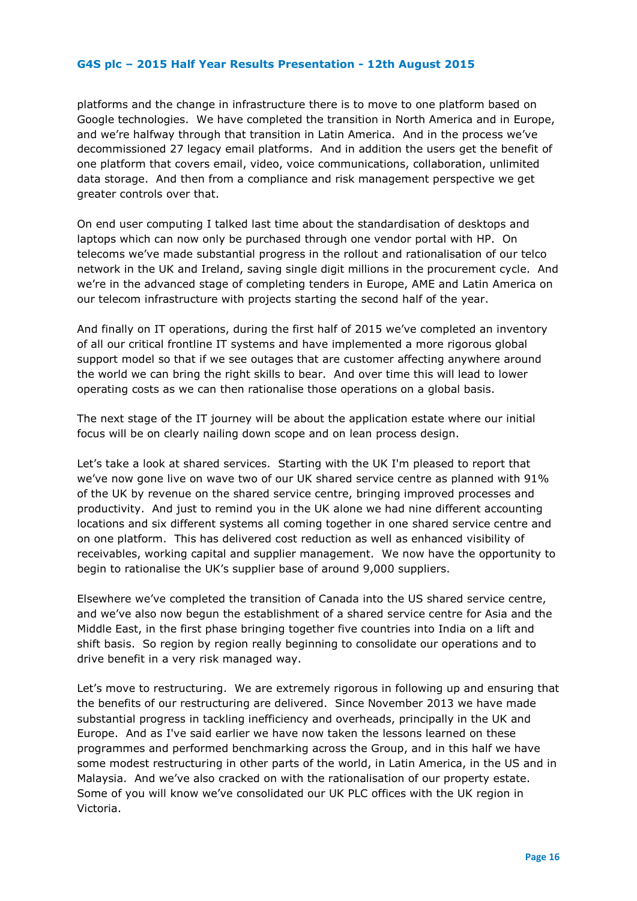platforms and the change in infrastructure there is to move to one platform based on Google technologies. We have completed the transition in North America and in Europe, and we're halfway through that transition in Latin America. And in the process we've decommissioned 27 legacy email platforms. And in addition the users get the benefit of one platform that covers email, video, voice communications, collaboration, unlimited data storage. And then from a compliance and risk management perspective we get greater controls over that.

On end user computing I talked last time about the standardisation of desktops and laptops which can now only be purchased through one vendor portal with HP. On telecoms we've made substantial progress in the rollout and rationalisation of our telco network in the UK and Ireland, saving single digit millions in the procurement cycle. And we're in the advanced stage of completing tenders in Europe, AME and Latin America on our telecom infrastructure with projects starting the second half of the year.

And finally on IT operations, during the first half of 2015 we've completed an inventory of all our critical frontline IT systems and have implemented a more rigorous global support model so that if we see outages that are customer affecting anywhere around the world we can bring the right skills to bear. And over time this will lead to lower operating costs as we can then rationalise those operations on a global basis.

The next stage of the IT journey will be about the application estate where our initial focus will be on clearly nailing down scope and on lean process design.

Let's take a look at shared services. Starting with the UK I'm pleased to report that we've now gone live on wave two of our UK shared service centre as planned with 91% of the UK by revenue on the shared service centre, bringing improved processes and productivity. And just to remind you in the UK alone we had nine different accounting locations and six different systems all coming together in one shared service centre and on one platform. This has delivered cost reduction as well as enhanced visibility of receivables, working capital and supplier management. We now have the opportunity to begin to rationalise the UK's supplier base of around 9,000 suppliers.

Elsewhere we've completed the transition of Canada into the US shared service centre, and we've also now begun the establishment of a shared service centre for Asia and the Middle East, in the first phase bringing together five countries into India on a lift and shift basis. So region by region really beginning to consolidate our operations and to drive benefit in a very risk managed way.

Let's move to restructuring. We are extremely rigorous in following up and ensuring that the benefits of our restructuring are delivered. Since November 2013 we have made substantial progress in tackling inefficiency and overheads, principally in the UK and Europe. And as I've said earlier we have now taken the lessons learned on these programmes and performed benchmarking across the Group, and in this half we have some modest restructuring in other parts of the world, in Latin America, in the US and in Malaysia. And we've also cracked on with the rationalisation of our property estate. Some of you will know we've consolidated our UK PLC offices with the UK region in Victoria.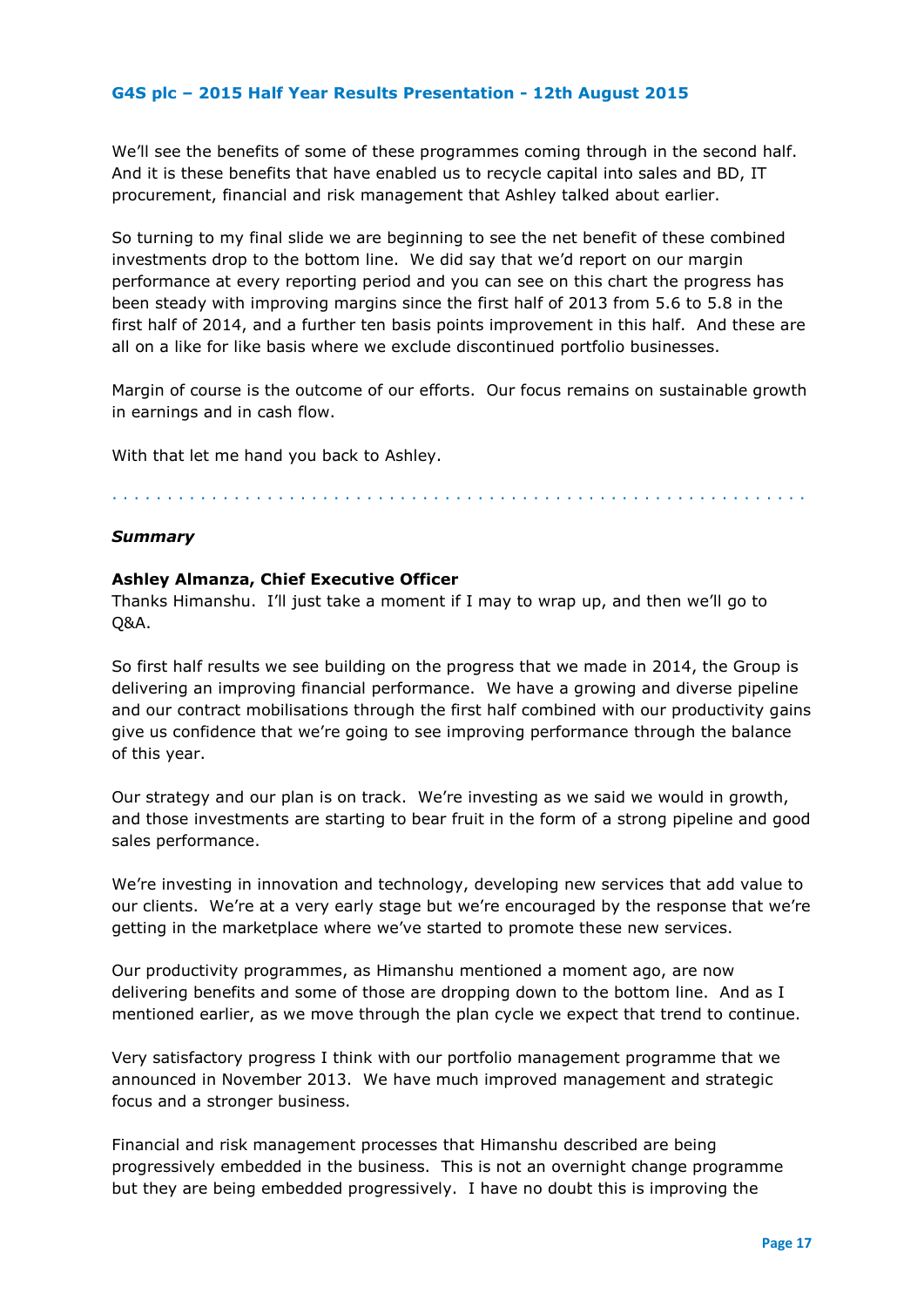We'll see the benefits of some of these programmes coming through in the second half. And it is these benefits that have enabled us to recycle capital into sales and BD, IT procurement, financial and risk management that Ashley talked about earlier.

So turning to my final slide we are beginning to see the net benefit of these combined investments drop to the bottom line. We did say that we'd report on our margin performance at every reporting period and you can see on this chart the progress has been steady with improving margins since the first half of 2013 from 5.6 to 5.8 in the first half of 2014, and a further ten basis points improvement in this half. And these are all on a like for like basis where we exclude discontinued portfolio businesses.

Margin of course is the outcome of our efforts. Our focus remains on sustainable growth in earnings and in cash flow.

With that let me hand you back to Ashley.

---

### *Summary*

**Ashley Almanza, Chief Executive Officer**
Thanks Himanshu. I'll just take a moment if I may to wrap up, and then we'll go to Q&A.

So first half results we see building on the progress that we made in 2014, the Group is delivering an improving financial performance. We have a growing and diverse pipeline and our contract mobilisations through the first half combined with our productivity gains give us confidence that we're going to see improving performance through the balance of this year.

Our strategy and our plan is on track. We're investing as we said we would in growth, and those investments are starting to bear fruit in the form of a strong pipeline and good sales performance.

We're investing in innovation and technology, developing new services that add value to our clients. We're at a very early stage but we're encouraged by the response that we're getting in the marketplace where we've started to promote these new services.

Our productivity programmes, as Himanshu mentioned a moment ago, are now delivering benefits and some of those are dropping down to the bottom line. And as I mentioned earlier, as we move through the plan cycle we expect that trend to continue.

Very satisfactory progress I think with our portfolio management programme that we announced in November 2013. We have much improved management and strategic focus and a stronger business.

Financial and risk management processes that Himanshu described are being progressively embedded in the business. This is not an overnight change programme but they are being embedded progressively. I have no doubt this is improving the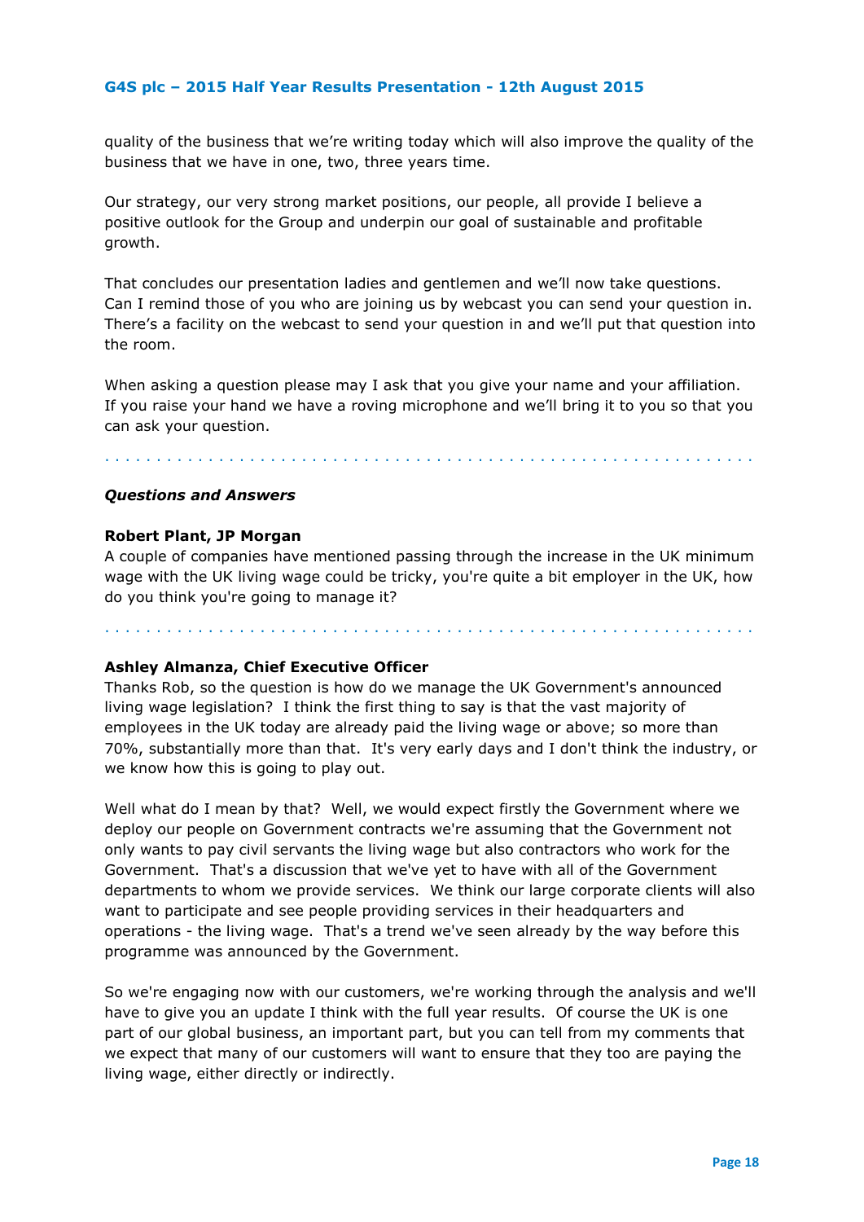quality of the business that we're writing today which will also improve the quality of the business that we have in one, two, three years time.

Our strategy, our very strong market positions, our people, all provide I believe a positive outlook for the Group and underpin our goal of sustainable and profitable growth.

That concludes our presentation ladies and gentlemen and we'll now take questions. Can I remind those of you who are joining us by webcast you can send your question in. There's a facility on the webcast to send your question in and we'll put that question into the room.

When asking a question please may I ask that you give your name and your affiliation. If you raise your hand we have a roving microphone and we'll bring it to you so that you can ask your question.

. . . . . . . . . . . . . . . . . . . . . . . . . . . . . . . . . . . . . . . . . . . . . . . . . . . . . . . . . . . . .

***Questions and Answers***

**Robert Plant, JP Morgan**

A couple of companies have mentioned passing through the increase in the UK minimum wage with the UK living wage could be tricky, you're quite a bit employer in the UK, how do you think you're going to manage it?

. . . . . . . . . . . . . . . . . . . . . . . . . . . . . . . . . . . . . . . . . . . . . . . . . . . . . . . . . . . . . .

**Ashley Almanza, Chief Executive Officer**

Thanks Rob, so the question is how do we manage the UK Government's announced living wage legislation? I think the first thing to say is that the vast majority of employees in the UK today are already paid the living wage or above; so more than 70%, substantially more than that. It's very early days and I don't think the industry, or we know how this is going to play out.

Well what do I mean by that? Well, we would expect firstly the Government where we deploy our people on Government contracts we're assuming that the Government not only wants to pay civil servants the living wage but also contractors who work for the Government. That's a discussion that we've yet to have with all of the Government departments to whom we provide services. We think our large corporate clients will also want to participate and see people providing services in their headquarters and operations - the living wage. That's a trend we've seen already by the way before this programme was announced by the Government.

So we're engaging now with our customers, we're working through the analysis and we'll have to give you an update I think with the full year results. Of course the UK is one part of our global business, an important part, but you can tell from my comments that we expect that many of our customers will want to ensure that they too are paying the living wage, either directly or indirectly.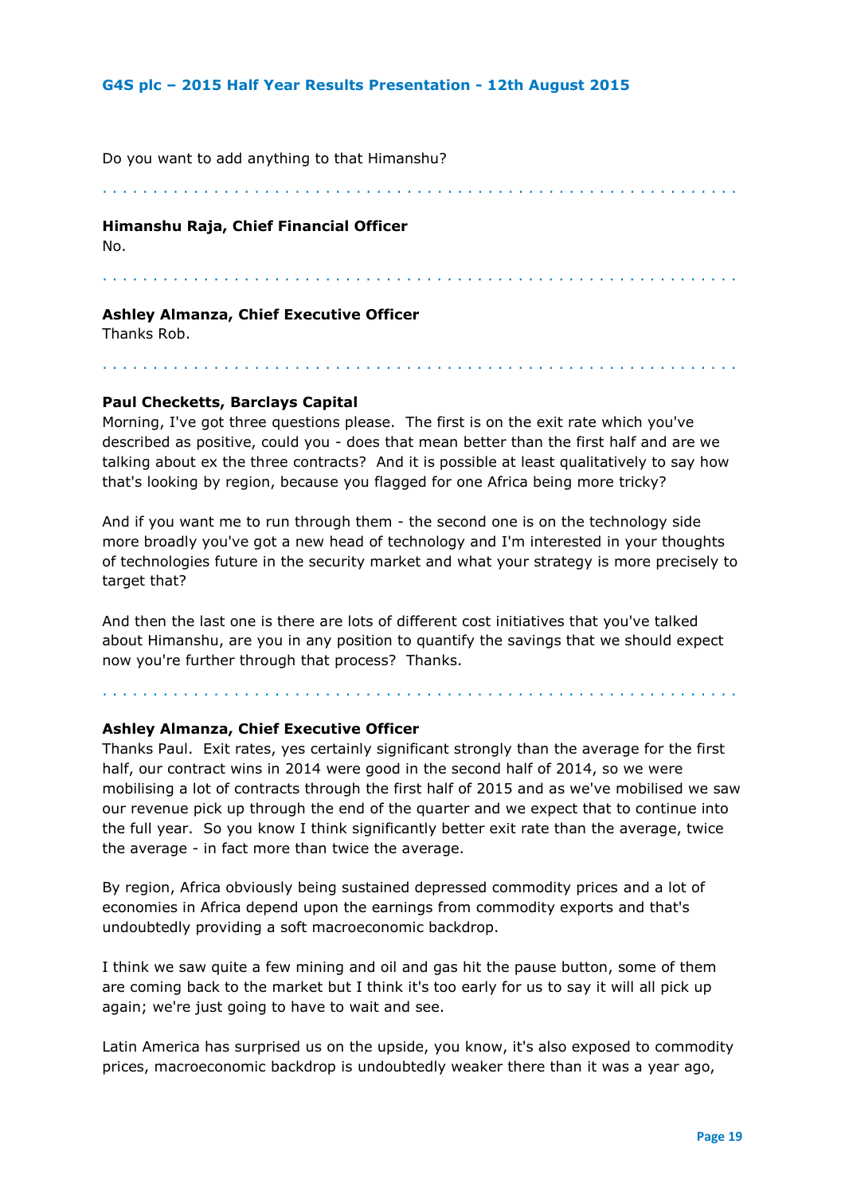Do you want to add anything to that Himanshu?

. . . . . . . . . . . . . . . . . . . . . . . . . . . . . . . . . . . . . . . . . . . . . . . . . . . . . . . . . . . . . .

**Himanshu Raja, Chief Financial Officer**
No.

. . . . . . . . . . . . . . . . . . . . . . . . . . . . . . . . . . . . . . . . . . . . . . . . . . . . . . . . . . . . . .

**Ashley Almanza, Chief Executive Officer**
Thanks Rob.

. . . . . . . . . . . . . . . . . . . . . . . . . . . . . . . . . . . . . . . . . . . . . . . . . . . . . . . . . . . . . .

**Paul Checketts, Barclays Capital**
Morning, I've got three questions please. The first is on the exit rate which you've described as positive, could you - does that mean better than the first half and are we talking about ex the three contracts? And it is possible at least qualitatively to say how that's looking by region, because you flagged for one Africa being more tricky?

And if you want me to run through them - the second one is on the technology side more broadly you've got a new head of technology and I'm interested in your thoughts of technologies future in the security market and what your strategy is more precisely to target that?

And then the last one is there are lots of different cost initiatives that you've talked about Himanshu, are you in any position to quantify the savings that we should expect now you're further through that process? Thanks.

. . . . . . . . . . . . . . . . . . . . . . . . . . . . . . . . . . . . . . . . . . . . . . . . . . . . . . . . . . . . . .

**Ashley Almanza, Chief Executive Officer**
Thanks Paul. Exit rates, yes certainly significant strongly than the average for the first half, our contract wins in 2014 were good in the second half of 2014, so we were mobilising a lot of contracts through the first half of 2015 and as we've mobilised we saw our revenue pick up through the end of the quarter and we expect that to continue into the full year. So you know I think significantly better exit rate than the average, twice the average - in fact more than twice the average.

By region, Africa obviously being sustained depressed commodity prices and a lot of economies in Africa depend upon the earnings from commodity exports and that's undoubtedly providing a soft macroeconomic backdrop.

I think we saw quite a few mining and oil and gas hit the pause button, some of them are coming back to the market but I think it's too early for us to say it will all pick up again; we're just going to have to wait and see.

Latin America has surprised us on the upside, you know, it's also exposed to commodity prices, macroeconomic backdrop is undoubtedly weaker there than it was a year ago,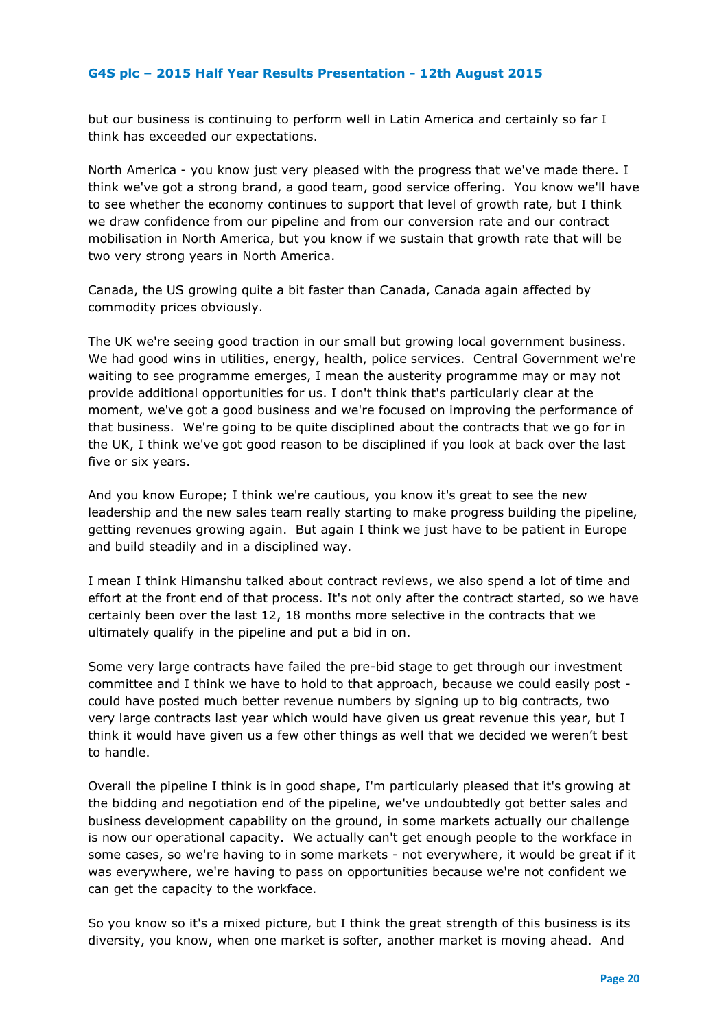but our business is continuing to perform well in Latin America and certainly so far I think has exceeded our expectations.

North America - you know just very pleased with the progress that we've made there. I think we've got a strong brand, a good team, good service offering. You know we'll have to see whether the economy continues to support that level of growth rate, but I think we draw confidence from our pipeline and from our conversion rate and our contract mobilisation in North America, but you know if we sustain that growth rate that will be two very strong years in North America.

Canada, the US growing quite a bit faster than Canada, Canada again affected by commodity prices obviously.

The UK we're seeing good traction in our small but growing local government business. We had good wins in utilities, energy, health, police services. Central Government we're waiting to see programme emerges, I mean the austerity programme may or may not provide additional opportunities for us. I don't think that's particularly clear at the moment, we've got a good business and we're focused on improving the performance of that business. We're going to be quite disciplined about the contracts that we go for in the UK, I think we've got good reason to be disciplined if you look at back over the last five or six years.

And you know Europe; I think we're cautious, you know it's great to see the new leadership and the new sales team really starting to make progress building the pipeline, getting revenues growing again. But again I think we just have to be patient in Europe and build steadily and in a disciplined way.

I mean I think Himanshu talked about contract reviews, we also spend a lot of time and effort at the front end of that process. It's not only after the contract started, so we have certainly been over the last 12, 18 months more selective in the contracts that we ultimately qualify in the pipeline and put a bid in on.

Some very large contracts have failed the pre-bid stage to get through our investment committee and I think we have to hold to that approach, because we could easily post - could have posted much better revenue numbers by signing up to big contracts, two very large contracts last year which would have given us great revenue this year, but I think it would have given us a few other things as well that we decided we weren't best to handle.

Overall the pipeline I think is in good shape, I'm particularly pleased that it's growing at the bidding and negotiation end of the pipeline, we've undoubtedly got better sales and business development capability on the ground, in some markets actually our challenge is now our operational capacity. We actually can't get enough people to the workface in some cases, so we're having to in some markets - not everywhere, it would be great if it was everywhere, we're having to pass on opportunities because we're not confident we can get the capacity to the workface.

So you know so it's a mixed picture, but I think the great strength of this business is its diversity, you know, when one market is softer, another market is moving ahead. And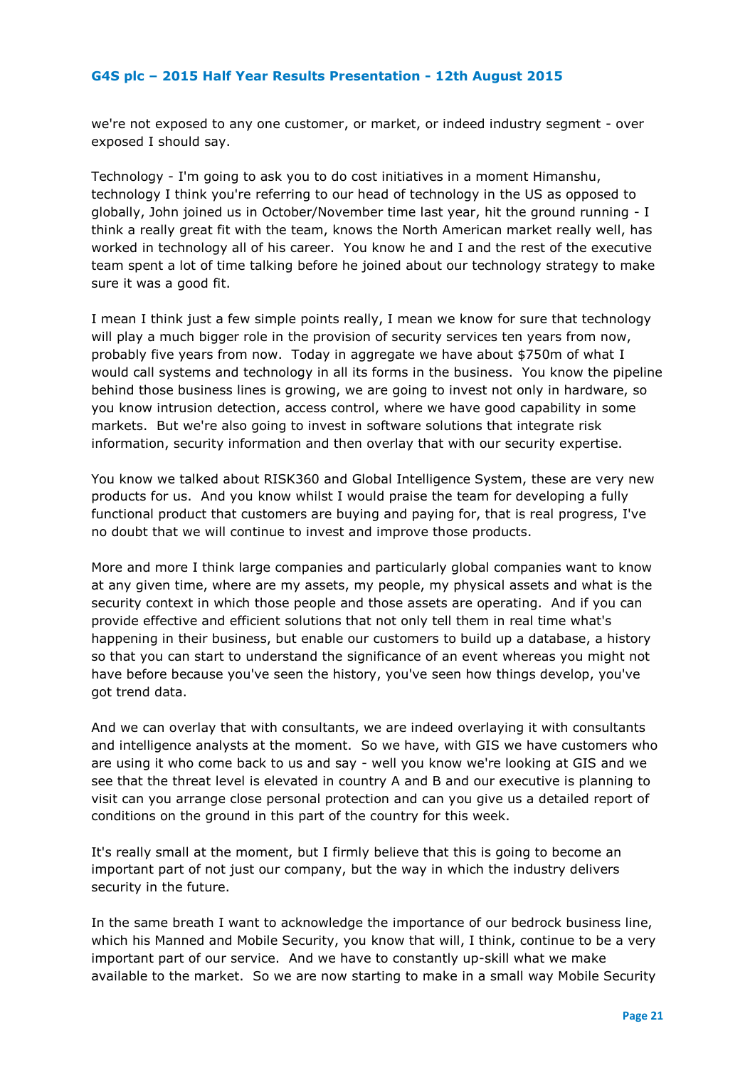we're not exposed to any one customer, or market, or indeed industry segment - over exposed I should say.

Technology - I'm going to ask you to do cost initiatives in a moment Himanshu, technology I think you're referring to our head of technology in the US as opposed to globally, John joined us in October/November time last year, hit the ground running - I think a really great fit with the team, knows the North American market really well, has worked in technology all of his career. You know he and I and the rest of the executive team spent a lot of time talking before he joined about our technology strategy to make sure it was a good fit.

I mean I think just a few simple points really, I mean we know for sure that technology will play a much bigger role in the provision of security services ten years from now, probably five years from now. Today in aggregate we have about $750m of what I would call systems and technology in all its forms in the business. You know the pipeline behind those business lines is growing, we are going to invest not only in hardware, so you know intrusion detection, access control, where we have good capability in some markets. But we're also going to invest in software solutions that integrate risk information, security information and then overlay that with our security expertise.

You know we talked about RISK360 and Global Intelligence System, these are very new products for us. And you know whilst I would praise the team for developing a fully functional product that customers are buying and paying for, that is real progress, I've no doubt that we will continue to invest and improve those products.

More and more I think large companies and particularly global companies want to know at any given time, where are my assets, my people, my physical assets and what is the security context in which those people and those assets are operating. And if you can provide effective and efficient solutions that not only tell them in real time what's happening in their business, but enable our customers to build up a database, a history so that you can start to understand the significance of an event whereas you might not have before because you've seen the history, you've seen how things develop, you've got trend data.

And we can overlay that with consultants, we are indeed overlaying it with consultants and intelligence analysts at the moment. So we have, with GIS we have customers who are using it who come back to us and say - well you know we're looking at GIS and we see that the threat level is elevated in country A and B and our executive is planning to visit can you arrange close personal protection and can you give us a detailed report of conditions on the ground in this part of the country for this week.

It's really small at the moment, but I firmly believe that this is going to become an important part of not just our company, but the way in which the industry delivers security in the future.

In the same breath I want to acknowledge the importance of our bedrock business line, which his Manned and Mobile Security, you know that will, I think, continue to be a very important part of our service. And we have to constantly up-skill what we make available to the market. So we are now starting to make in a small way Mobile Security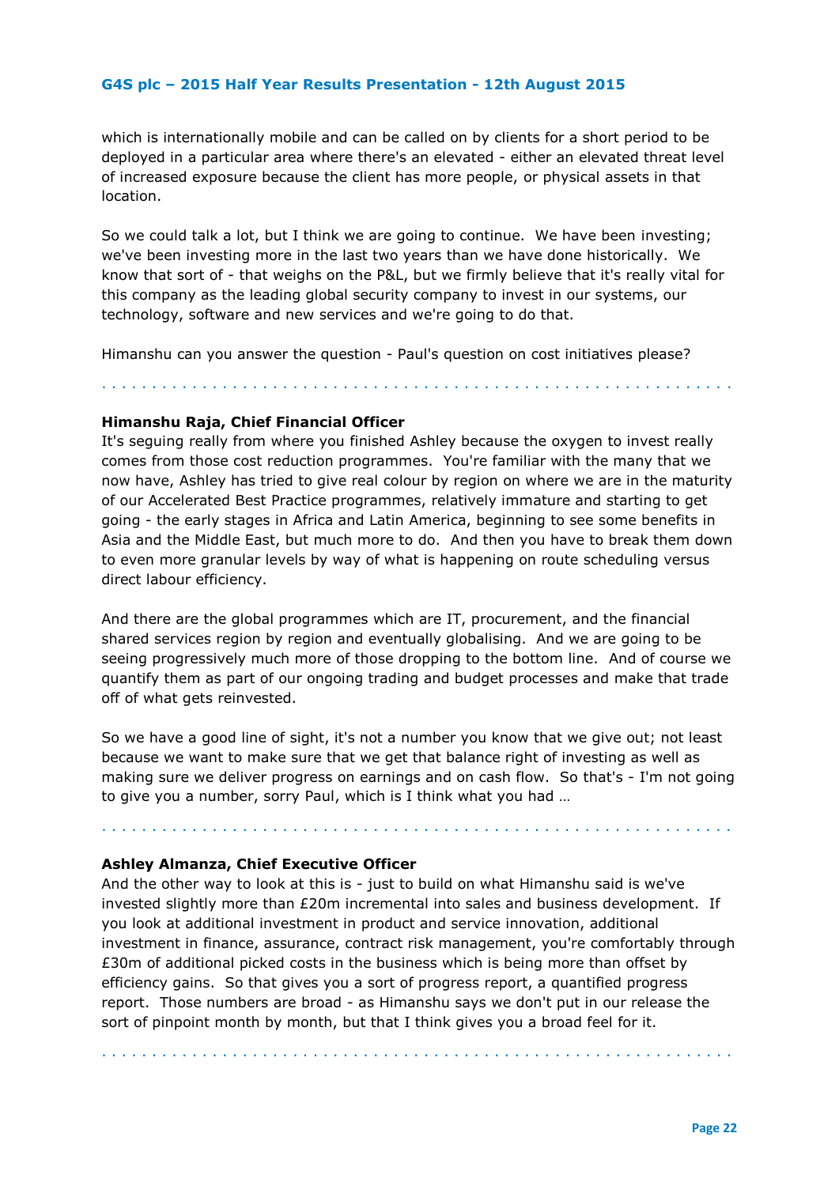which is internationally mobile and can be called on by clients for a short period to be deployed in a particular area where there's an elevated - either an elevated threat level of increased exposure because the client has more people, or physical assets in that location.

So we could talk a lot, but I think we are going to continue. We have been investing; we've been investing more in the last two years than we have done historically. We know that sort of - that weighs on the P&L, but we firmly believe that it's really vital for this company as the leading global security company to invest in our systems, our technology, software and new services and we're going to do that.

Himanshu can you answer the question - Paul's question on cost initiatives please?

. . . . . . . . . . . . . . . . . . . . . . . . . . . . . . . . . . . . . . . . . . . . . . . . . . . . . . . . . . . . . .

**Himanshu Raja, Chief Financial Officer**

It's seguing really from where you finished Ashley because the oxygen to invest really comes from those cost reduction programmes. You're familiar with the many that we now have, Ashley has tried to give real colour by region on where we are in the maturity of our Accelerated Best Practice programmes, relatively immature and starting to get going - the early stages in Africa and Latin America, beginning to see some benefits in Asia and the Middle East, but much more to do. And then you have to break them down to even more granular levels by way of what is happening on route scheduling versus direct labour efficiency.

And there are the global programmes which are IT, procurement, and the financial shared services region by region and eventually globalising. And we are going to be seeing progressively much more of those dropping to the bottom line. And of course we quantify them as part of our ongoing trading and budget processes and make that trade off of what gets reinvested.

So we have a good line of sight, it's not a number you know that we give out; not least because we want to make sure that we get that balance right of investing as well as making sure we deliver progress on earnings and on cash flow. So that's - I'm not going to give you a number, sorry Paul, which is I think what you had …

. . . . . . . . . . . . . . . . . . . . . . . . . . . . . . . . . . . . . . . . . . . . . . . . . . . . . . . . . . . . . .

**Ashley Almanza, Chief Executive Officer**

And the other way to look at this is - just to build on what Himanshu said is we've invested slightly more than £20m incremental into sales and business development. If you look at additional investment in product and service innovation, additional investment in finance, assurance, contract risk management, you're comfortably through £30m of additional picked costs in the business which is being more than offset by efficiency gains. So that gives you a sort of progress report, a quantified progress report. Those numbers are broad - as Himanshu says we don't put in our release the sort of pinpoint month by month, but that I think gives you a broad feel for it.

. . . . . . . . . . . . . . . . . . . . . . . . . . . . . . . . . . . . . . . . . . . . . . . . . . . . . . . . . . . . . .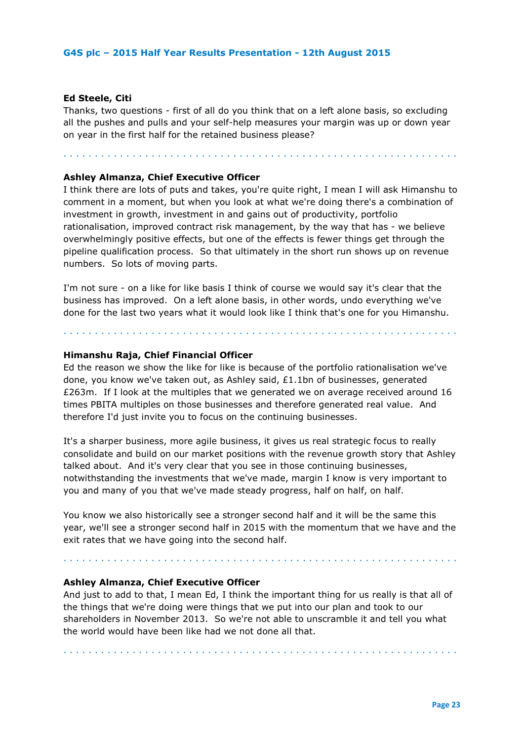**Ed Steele, Citi**

Thanks, two questions - first of all do you think that on a left alone basis, so excluding all the pushes and pulls and your self-help measures your margin was up or down year on year in the first half for the retained business please?

. . . . . . . . . . . . . . . . . . . . . . . . . . . . . . . . . . . . . . . . . . . . . . . . . . . . . . . . . . . . .

**Ashley Almanza, Chief Executive Officer**

I think there are lots of puts and takes, you're quite right, I mean I will ask Himanshu to comment in a moment, but when you look at what we're doing there's a combination of investment in growth, investment in and gains out of productivity, portfolio rationalisation, improved contract risk management, by the way that has - we believe overwhelmingly positive effects, but one of the effects is fewer things get through the pipeline qualification process. So that ultimately in the short run shows up on revenue numbers. So lots of moving parts.

I'm not sure - on a like for like basis I think of course we would say it's clear that the business has improved. On a left alone basis, in other words, undo everything we've done for the last two years what it would look like I think that's one for you Himanshu.

. . . . . . . . . . . . . . . . . . . . . . . . . . . . . . . . . . . . . . . . . . . . . . . . . . . . . . . . . . . . .

**Himanshu Raja, Chief Financial Officer**

Ed the reason we show the like for like is because of the portfolio rationalisation we've done, you know we've taken out, as Ashley said, £1.1bn of businesses, generated £263m. If I look at the multiples that we generated we on average received around 16 times PBITA multiples on those businesses and therefore generated real value. And therefore I'd just invite you to focus on the continuing businesses.

It's a sharper business, more agile business, it gives us real strategic focus to really consolidate and build on our market positions with the revenue growth story that Ashley talked about. And it's very clear that you see in those continuing businesses, notwithstanding the investments that we've made, margin I know is very important to you and many of you that we've made steady progress, half on half, on half.

You know we also historically see a stronger second half and it will be the same this year, we'll see a stronger second half in 2015 with the momentum that we have and the exit rates that we have going into the second half.

. . . . . . . . . . . . . . . . . . . . . . . . . . . . . . . . . . . . . . . . . . . . . . . . . . . . . . . . . . . . .

**Ashley Almanza, Chief Executive Officer**

And just to add to that, I mean Ed, I think the important thing for us really is that all of the things that we're doing were things that we put into our plan and took to our shareholders in November 2013. So we're not able to unscramble it and tell you what the world would have been like had we not done all that.

. . . . . . . . . . . . . . . . . . . . . . . . . . . . . . . . . . . . . . . . . . . . . . . . . . . . . . . . . . . . .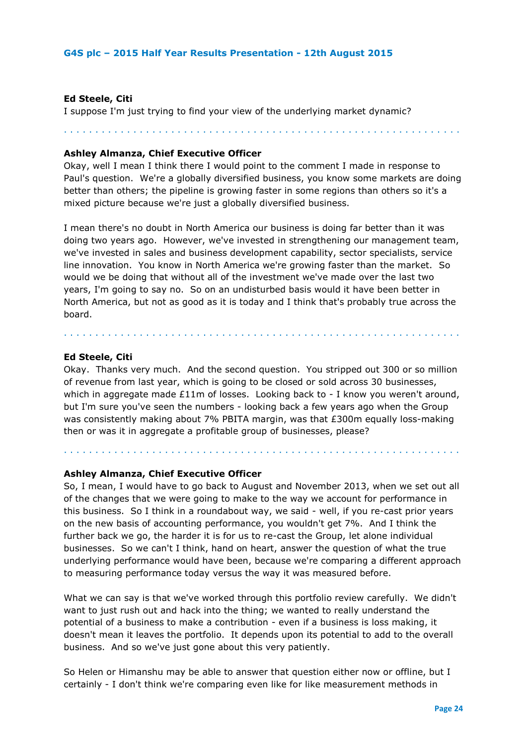**Ed Steele, Citi**

I suppose I'm just trying to find your view of the underlying market dynamic?

**Ashley Almanza, Chief Executive Officer**

Okay, well I mean I think there I would point to the comment I made in response to Paul's question. We're a globally diversified business, you know some markets are doing better than others; the pipeline is growing faster in some regions than others so it's a mixed picture because we're just a globally diversified business.

I mean there's no doubt in North America our business is doing far better than it was doing two years ago. However, we've invested in strengthening our management team, we've invested in sales and business development capability, sector specialists, service line innovation. You know in North America we're growing faster than the market. So would we be doing that without all of the investment we've made over the last two years, I'm going to say no. So on an undisturbed basis would it have been better in North America, but not as good as it is today and I think that's probably true across the board.

**Ed Steele, Citi**

Okay. Thanks very much. And the second question. You stripped out 300 or so million of revenue from last year, which is going to be closed or sold across 30 businesses, which in aggregate made £11m of losses. Looking back to - I know you weren't around, but I'm sure you've seen the numbers - looking back a few years ago when the Group was consistently making about 7% PBITA margin, was that £300m equally loss-making then or was it in aggregate a profitable group of businesses, please?

**Ashley Almanza, Chief Executive Officer**

So, I mean, I would have to go back to August and November 2013, when we set out all of the changes that we were going to make to the way we account for performance in this business. So I think in a roundabout way, we said - well, if you re-cast prior years on the new basis of accounting performance, you wouldn't get 7%. And I think the further back we go, the harder it is for us to re-cast the Group, let alone individual businesses. So we can't I think, hand on heart, answer the question of what the true underlying performance would have been, because we're comparing a different approach to measuring performance today versus the way it was measured before.

What we can say is that we've worked through this portfolio review carefully. We didn't want to just rush out and hack into the thing; we wanted to really understand the potential of a business to make a contribution - even if a business is loss making, it doesn't mean it leaves the portfolio. It depends upon its potential to add to the overall business. And so we've just gone about this very patiently.

So Helen or Himanshu may be able to answer that question either now or offline, but I certainly - I don't think we're comparing even like for like measurement methods in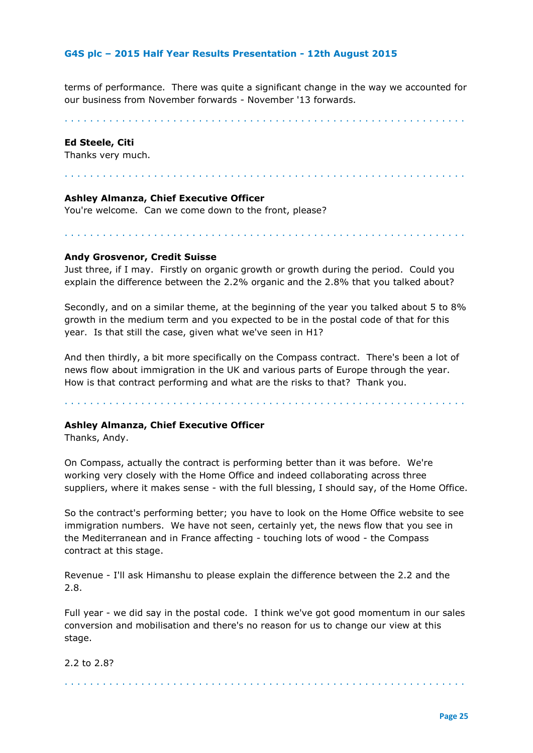terms of performance. There was quite a significant change in the way we accounted for our business from November forwards - November '13 forwards.

. . . . . . . . . . . . . . . . . . . . . . . . . . . . . . . . . . . . . . . . . . . . . . . . . . . . . . . . . . . . .

**Ed Steele, Citi**
Thanks very much.

. . . . . . . . . . . . . . . . . . . . . . . . . . . . . . . . . . . . . . . . . . . . . . . . . . . . . . . . . . . . . .

**Ashley Almanza, Chief Executive Officer**
You're welcome. Can we come down to the front, please?

. . . . . . . . . . . . . . . . . . . . . . . . . . . . . . . . . . . . . . . . . . . . . . . . . . . . . . . . . . . . . .

**Andy Grosvenor, Credit Suisse**
Just three, if I may. Firstly on organic growth or growth during the period. Could you explain the difference between the 2.2% organic and the 2.8% that you talked about?

Secondly, and on a similar theme, at the beginning of the year you talked about 5 to 8% growth in the medium term and you expected to be in the postal code of that for this year. Is that still the case, given what we've seen in H1?

And then thirdly, a bit more specifically on the Compass contract. There's been a lot of news flow about immigration in the UK and various parts of Europe through the year. How is that contract performing and what are the risks to that? Thank you.

. . . . . . . . . . . . . . . . . . . . . . . . . . . . . . . . . . . . . . . . . . . . . . . . . . . . . . . . . . . . . .

**Ashley Almanza, Chief Executive Officer**
Thanks, Andy.

On Compass, actually the contract is performing better than it was before. We're working very closely with the Home Office and indeed collaborating across three suppliers, where it makes sense - with the full blessing, I should say, of the Home Office.

So the contract's performing better; you have to look on the Home Office website to see immigration numbers. We have not seen, certainly yet, the news flow that you see in the Mediterranean and in France affecting - touching lots of wood - the Compass contract at this stage.

Revenue - I'll ask Himanshu to please explain the difference between the 2.2 and the 2.8.

Full year - we did say in the postal code. I think we've got good momentum in our sales conversion and mobilisation and there's no reason for us to change our view at this stage.

2.2 to 2.8?

. . . . . . . . . . . . . . . . . . . . . . . . . . . . . . . . . . . . . . . . . . . . . . . . . . . . . . . . . . . . . .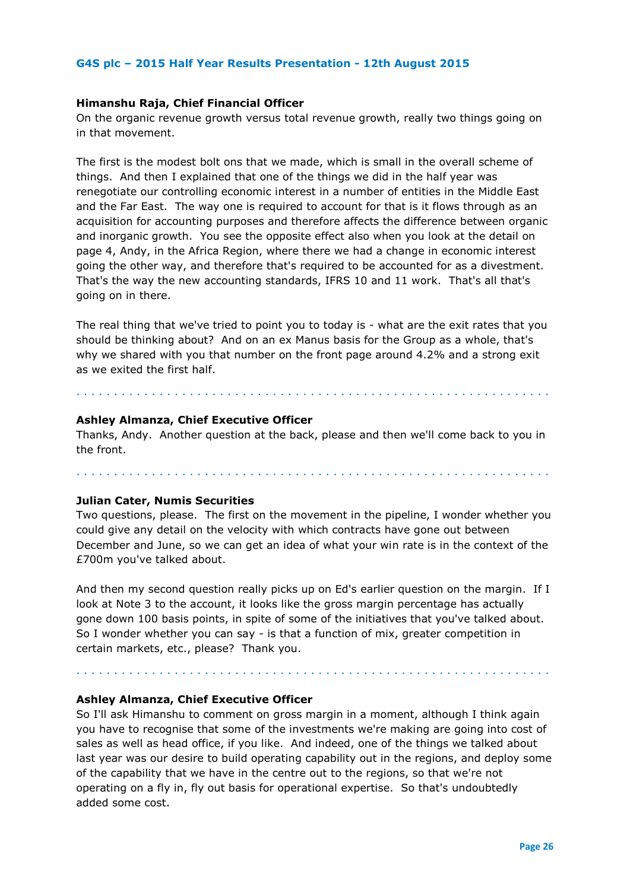**Himanshu Raja, Chief Financial Officer**

On the organic revenue growth versus total revenue growth, really two things going on in that movement.

The first is the modest bolt ons that we made, which is small in the overall scheme of things. And then I explained that one of the things we did in the half year was renegotiate our controlling economic interest in a number of entities in the Middle East and the Far East. The way one is required to account for that is it flows through as an acquisition for accounting purposes and therefore affects the difference between organic and inorganic growth. You see the opposite effect also when you look at the detail on page 4, Andy, in the Africa Region, where there we had a change in economic interest going the other way, and therefore that's required to be accounted for as a divestment. That's the way the new accounting standards, IFRS 10 and 11 work. That's all that's going on in there.

The real thing that we've tried to point you to today is - what are the exit rates that you should be thinking about? And on an ex Manus basis for the Group as a whole, that's why we shared with you that number on the front page around 4.2% and a strong exit as we exited the first half.

. . . . . . . . . . . . . . . . . . . . . . . . . . . . . . . . . . . . . . . . . . . . . . . . . . . . . . . . . . . . . . .

**Ashley Almanza, Chief Executive Officer**

Thanks, Andy. Another question at the back, please and then we'll come back to you in the front.

. . . . . . . . . . . . . . . . . . . . . . . . . . . . . . . . . . . . . . . . . . . . . . . . . . . . . . . . . . . . . . .

**Julian Cater, Numis Securities**

Two questions, please. The first on the movement in the pipeline, I wonder whether you could give any detail on the velocity with which contracts have gone out between December and June, so we can get an idea of what your win rate is in the context of the £700m you've talked about.

And then my second question really picks up on Ed's earlier question on the margin. If I look at Note 3 to the account, it looks like the gross margin percentage has actually gone down 100 basis points, in spite of some of the initiatives that you've talked about. So I wonder whether you can say - is that a function of mix, greater competition in certain markets, etc., please? Thank you.

. . . . . . . . . . . . . . . . . . . . . . . . . . . . . . . . . . . . . . . . . . . . . . . . . . . . . . . . . . . . . . .

**Ashley Almanza, Chief Executive Officer**

So I'll ask Himanshu to comment on gross margin in a moment, although I think again you have to recognise that some of the investments we're making are going into cost of sales as well as head office, if you like. And indeed, one of the things we talked about last year was our desire to build operating capability out in the regions, and deploy some of the capability that we have in the centre out to the regions, so that we're not operating on a fly in, fly out basis for operational expertise. So that's undoubtedly added some cost.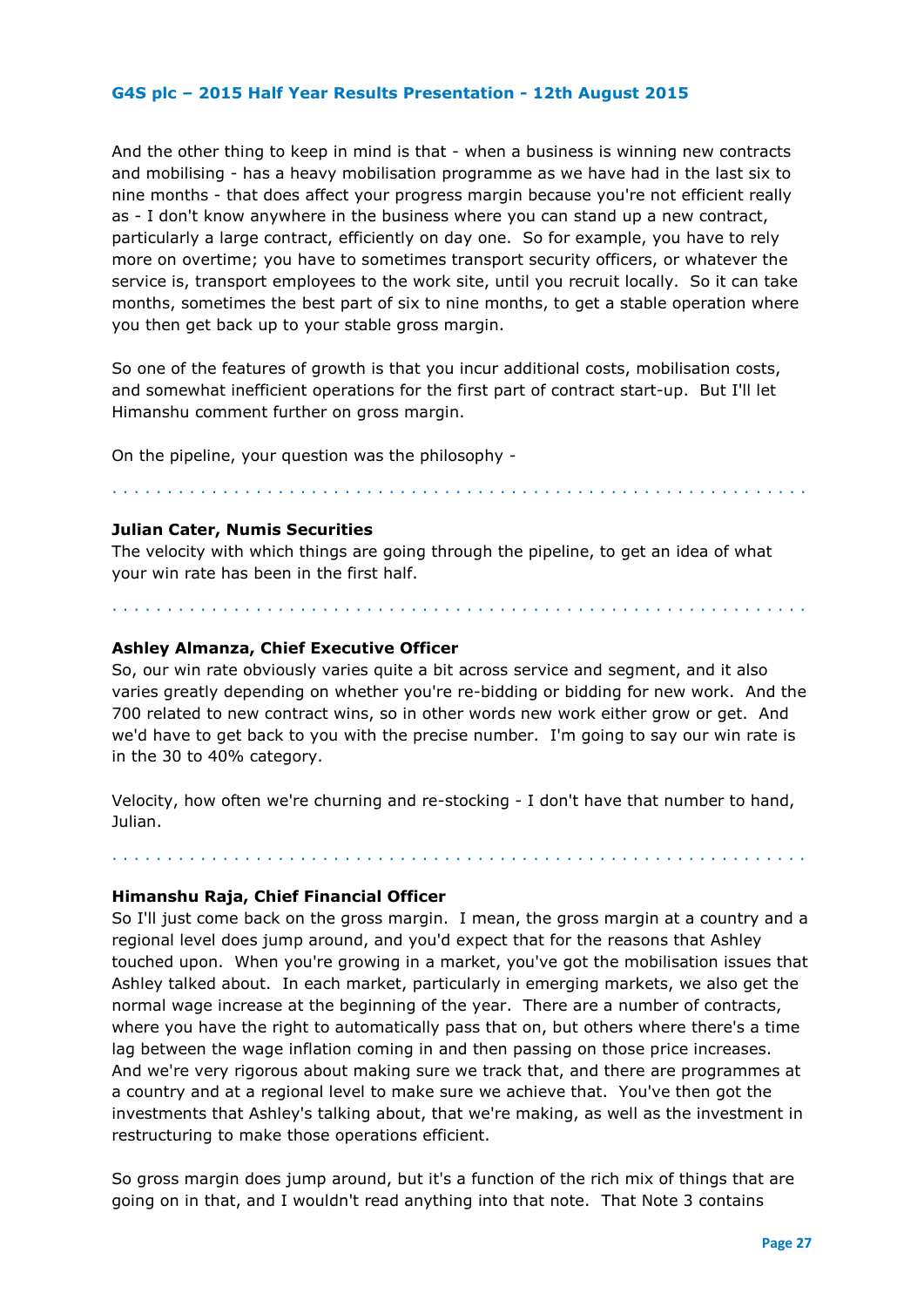And the other thing to keep in mind is that - when a business is winning new contracts and mobilising - has a heavy mobilisation programme as we have had in the last six to nine months - that does affect your progress margin because you're not efficient really as - I don't know anywhere in the business where you can stand up a new contract, particularly a large contract, efficiently on day one. So for example, you have to rely more on overtime; you have to sometimes transport security officers, or whatever the service is, transport employees to the work site, until you recruit locally. So it can take months, sometimes the best part of six to nine months, to get a stable operation where you then get back up to your stable gross margin.

So one of the features of growth is that you incur additional costs, mobilisation costs, and somewhat inefficient operations for the first part of contract start-up. But I'll let Himanshu comment further on gross margin.

On the pipeline, your question was the philosophy -

. . . . . . . . . . . . . . . . . . . . . . . . . . . . . . . . . . . . . . . . . . . . . . . . . . . . . . . . . . . .

**Julian Cater, Numis Securities**
The velocity with which things are going through the pipeline, to get an idea of what your win rate has been in the first half.

. . . . . . . . . . . . . . . . . . . . . . . . . . . . . . . . . . . . . . . . . . . . . . . . . . . . . . . . . . . .

**Ashley Almanza, Chief Executive Officer**
So, our win rate obviously varies quite a bit across service and segment, and it also varies greatly depending on whether you're re-bidding or bidding for new work. And the 700 related to new contract wins, so in other words new work either grow or get. And we'd have to get back to you with the precise number. I'm going to say our win rate is in the 30 to 40% category.

Velocity, how often we're churning and re-stocking - I don't have that number to hand, Julian.

. . . . . . . . . . . . . . . . . . . . . . . . . . . . . . . . . . . . . . . . . . . . . . . . . . . . . . . . . . . .

**Himanshu Raja, Chief Financial Officer**
So I'll just come back on the gross margin. I mean, the gross margin at a country and a regional level does jump around, and you'd expect that for the reasons that Ashley touched upon. When you're growing in a market, you've got the mobilisation issues that Ashley talked about. In each market, particularly in emerging markets, we also get the normal wage increase at the beginning of the year. There are a number of contracts, where you have the right to automatically pass that on, but others where there's a time lag between the wage inflation coming in and then passing on those price increases. And we're very rigorous about making sure we track that, and there are programmes at a country and at a regional level to make sure we achieve that. You've then got the investments that Ashley's talking about, that we're making, as well as the investment in restructuring to make those operations efficient.

So gross margin does jump around, but it's a function of the rich mix of things that are going on in that, and I wouldn't read anything into that note. That Note 3 contains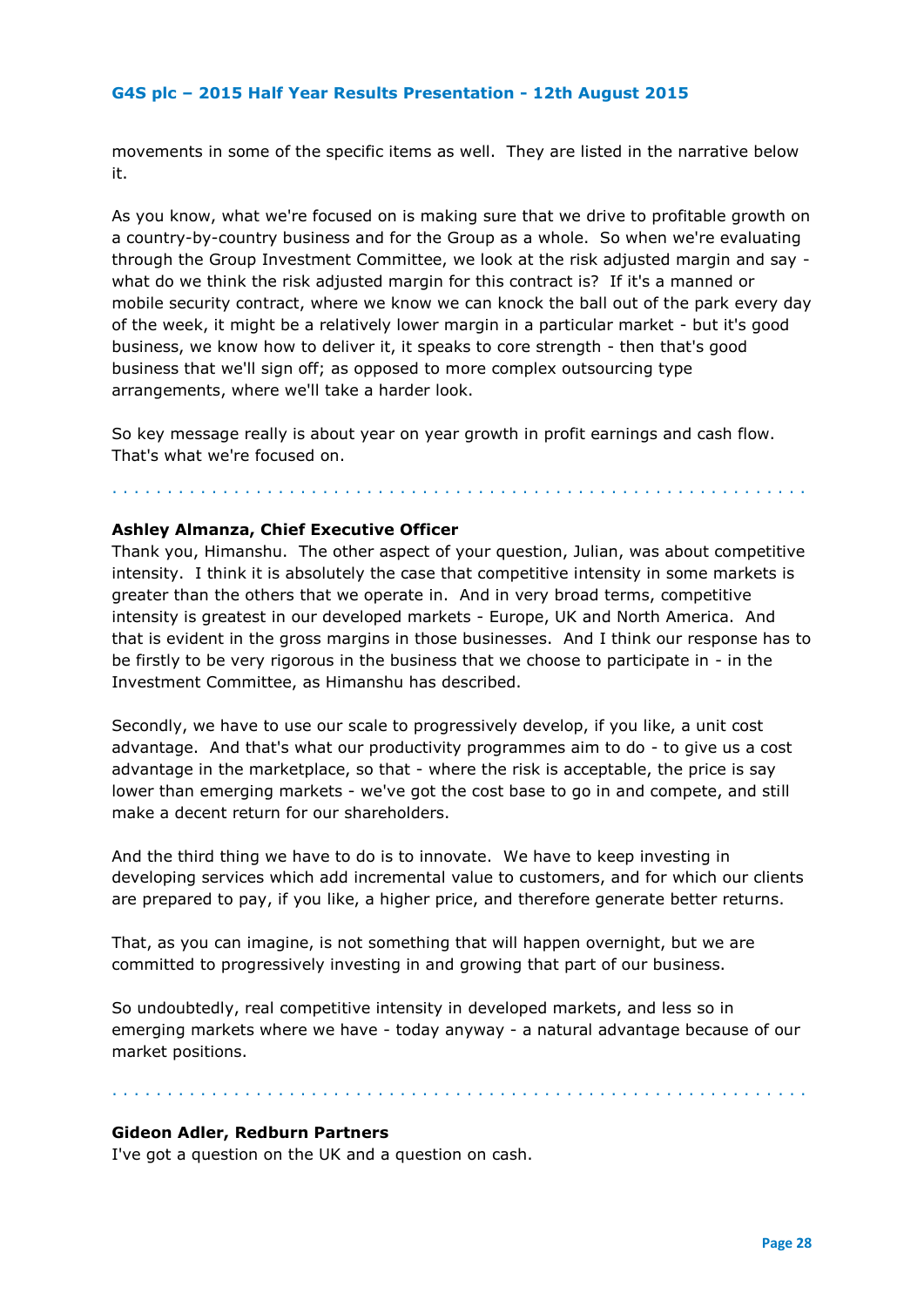movements in some of the specific items as well. They are listed in the narrative below it.

As you know, what we're focused on is making sure that we drive to profitable growth on a country-by-country business and for the Group as a whole. So when we're evaluating through the Group Investment Committee, we look at the risk adjusted margin and say - what do we think the risk adjusted margin for this contract is? If it's a manned or mobile security contract, where we know we can knock the ball out of the park every day of the week, it might be a relatively lower margin in a particular market - but it's good business, we know how to deliver it, it speaks to core strength - then that's good business that we'll sign off; as opposed to more complex outsourcing type arrangements, where we'll take a harder look.

So key message really is about year on year growth in profit earnings and cash flow. That's what we're focused on.

. . . . . . . . . . . . . . . . . . . . . . . . . . . . . . . . . . . . . . . . . . . . . . . . . . . . . . . . . . . . . .

**Ashley Almanza, Chief Executive Officer**

Thank you, Himanshu. The other aspect of your question, Julian, was about competitive intensity. I think it is absolutely the case that competitive intensity in some markets is greater than the others that we operate in. And in very broad terms, competitive intensity is greatest in our developed markets - Europe, UK and North America. And that is evident in the gross margins in those businesses. And I think our response has to be firstly to be very rigorous in the business that we choose to participate in - in the Investment Committee, as Himanshu has described.

Secondly, we have to use our scale to progressively develop, if you like, a unit cost advantage. And that's what our productivity programmes aim to do - to give us a cost advantage in the marketplace, so that - where the risk is acceptable, the price is say lower than emerging markets - we've got the cost base to go in and compete, and still make a decent return for our shareholders.

And the third thing we have to do is to innovate. We have to keep investing in developing services which add incremental value to customers, and for which our clients are prepared to pay, if you like, a higher price, and therefore generate better returns.

That, as you can imagine, is not something that will happen overnight, but we are committed to progressively investing in and growing that part of our business.

So undoubtedly, real competitive intensity in developed markets, and less so in emerging markets where we have - today anyway - a natural advantage because of our market positions.

. . . . . . . . . . . . . . . . . . . . . . . . . . . . . . . . . . . . . . . . . . . . . . . . . . . . . . . . . . . . . .

**Gideon Adler, Redburn Partners**

I've got a question on the UK and a question on cash.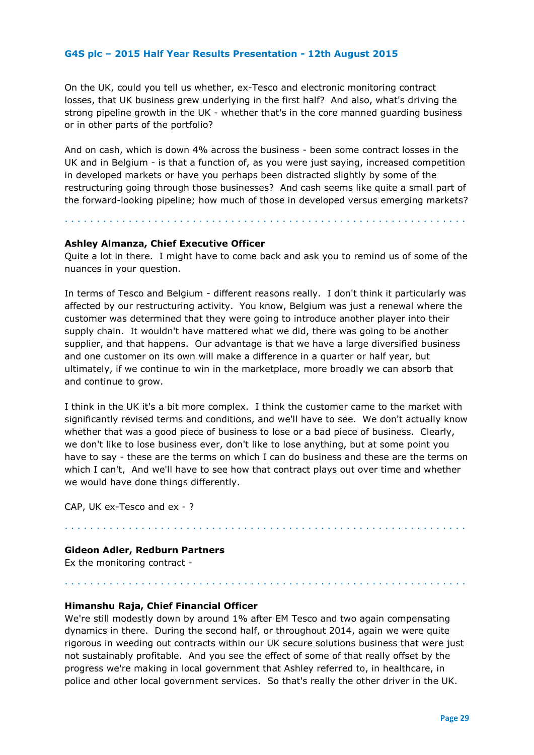On the UK, could you tell us whether, ex-Tesco and electronic monitoring contract losses, that UK business grew underlying in the first half? And also, what's driving the strong pipeline growth in the UK - whether that's in the core manned guarding business or in other parts of the portfolio?

And on cash, which is down 4% across the business - been some contract losses in the UK and in Belgium - is that a function of, as you were just saying, increased competition in developed markets or have you perhaps been distracted slightly by some of the restructuring going through those businesses? And cash seems like quite a small part of the forward-looking pipeline; how much of those in developed versus emerging markets?

**Ashley Almanza, Chief Executive Officer**
Quite a lot in there. I might have to come back and ask you to remind us of some of the nuances in your question.

In terms of Tesco and Belgium - different reasons really. I don't think it particularly was affected by our restructuring activity. You know, Belgium was just a renewal where the customer was determined that they were going to introduce another player into their supply chain. It wouldn't have mattered what we did, there was going to be another supplier, and that happens. Our advantage is that we have a large diversified business and one customer on its own will make a difference in a quarter or half year, but ultimately, if we continue to win in the marketplace, more broadly we can absorb that and continue to grow.

I think in the UK it's a bit more complex. I think the customer came to the market with significantly revised terms and conditions, and we'll have to see. We don't actually know whether that was a good piece of business to lose or a bad piece of business. Clearly, we don't like to lose business ever, don't like to lose anything, but at some point you have to say - these are the terms on which I can do business and these are the terms on which I can't, And we'll have to see how that contract plays out over time and whether we would have done things differently.

CAP, UK ex-Tesco and ex - ?

**Gideon Adler, Redburn Partners**
Ex the monitoring contract -

**Himanshu Raja, Chief Financial Officer**
We're still modestly down by around 1% after EM Tesco and two again compensating dynamics in there. During the second half, or throughout 2014, again we were quite rigorous in weeding out contracts within our UK secure solutions business that were just not sustainably profitable. And you see the effect of some of that really offset by the progress we're making in local government that Ashley referred to, in healthcare, in police and other local government services. So that's really the other driver in the UK.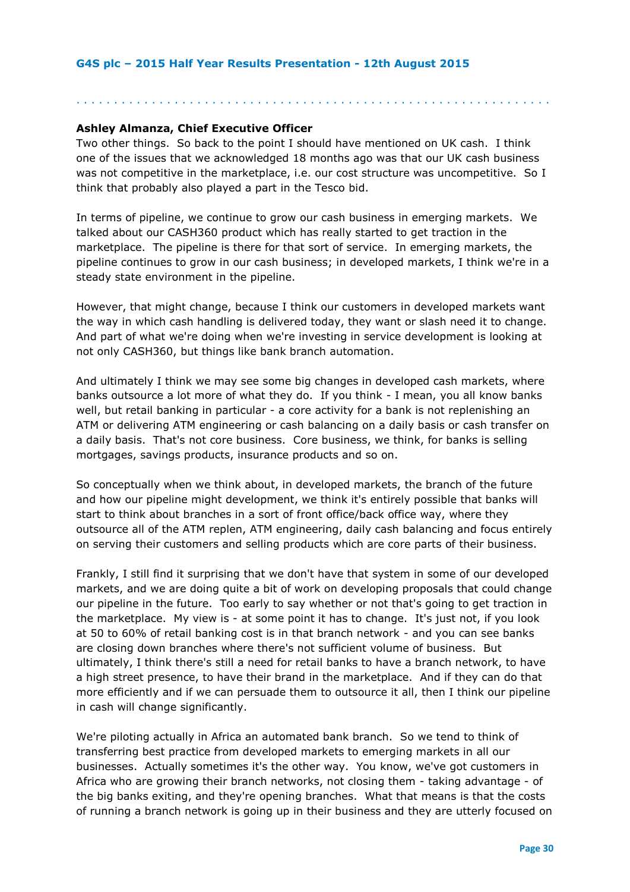**Ashley Almanza, Chief Executive Officer**

Two other things. So back to the point I should have mentioned on UK cash. I think one of the issues that we acknowledged 18 months ago was that our UK cash business was not competitive in the marketplace, i.e. our cost structure was uncompetitive. So I think that probably also played a part in the Tesco bid.

In terms of pipeline, we continue to grow our cash business in emerging markets. We talked about our CASH360 product which has really started to get traction in the marketplace. The pipeline is there for that sort of service. In emerging markets, the pipeline continues to grow in our cash business; in developed markets, I think we're in a steady state environment in the pipeline.

However, that might change, because I think our customers in developed markets want the way in which cash handling is delivered today, they want or slash need it to change. And part of what we're doing when we're investing in service development is looking at not only CASH360, but things like bank branch automation.

And ultimately I think we may see some big changes in developed cash markets, where banks outsource a lot more of what they do. If you think - I mean, you all know banks well, but retail banking in particular - a core activity for a bank is not replenishing an ATM or delivering ATM engineering or cash balancing on a daily basis or cash transfer on a daily basis. That's not core business. Core business, we think, for banks is selling mortgages, savings products, insurance products and so on.

So conceptually when we think about, in developed markets, the branch of the future and how our pipeline might development, we think it's entirely possible that banks will start to think about branches in a sort of front office/back office way, where they outsource all of the ATM replen, ATM engineering, daily cash balancing and focus entirely on serving their customers and selling products which are core parts of their business.

Frankly, I still find it surprising that we don't have that system in some of our developed markets, and we are doing quite a bit of work on developing proposals that could change our pipeline in the future. Too early to say whether or not that's going to get traction in the marketplace. My view is - at some point it has to change. It's just not, if you look at 50 to 60% of retail banking cost is in that branch network - and you can see banks are closing down branches where there's not sufficient volume of business. But ultimately, I think there's still a need for retail banks to have a branch network, to have a high street presence, to have their brand in the marketplace. And if they can do that more efficiently and if we can persuade them to outsource it all, then I think our pipeline in cash will change significantly.

We're piloting actually in Africa an automated bank branch. So we tend to think of transferring best practice from developed markets to emerging markets in all our businesses. Actually sometimes it's the other way. You know, we've got customers in Africa who are growing their branch networks, not closing them - taking advantage - of the big banks exiting, and they're opening branches. What that means is that the costs of running a branch network is going up in their business and they are utterly focused on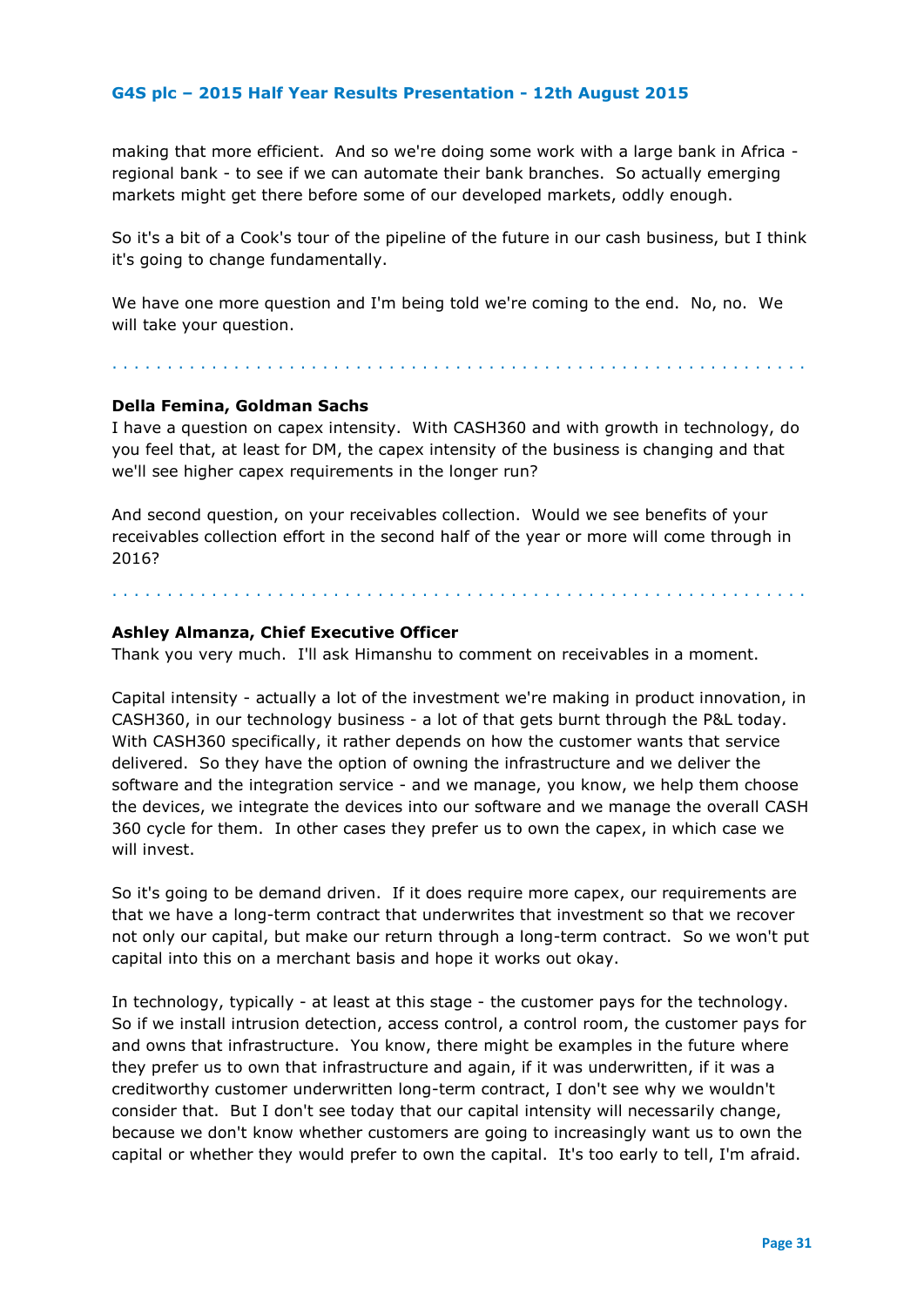making that more efficient. And so we're doing some work with a large bank in Africa - regional bank - to see if we can automate their bank branches. So actually emerging markets might get there before some of our developed markets, oddly enough.

So it's a bit of a Cook's tour of the pipeline of the future in our cash business, but I think it's going to change fundamentally.

We have one more question and I'm being told we're coming to the end. No, no. We will take your question.

. . . . . . . . . . . . . . . . . . . . . . . . . . . . . . . . . . . . . . . . . . . . . . . . . . . . . . . . . . . . .

**Della Femina, Goldman Sachs**

I have a question on capex intensity. With CASH360 and with growth in technology, do you feel that, at least for DM, the capex intensity of the business is changing and that we'll see higher capex requirements in the longer run?

And second question, on your receivables collection. Would we see benefits of your receivables collection effort in the second half of the year or more will come through in 2016?

. . . . . . . . . . . . . . . . . . . . . . . . . . . . . . . . . . . . . . . . . . . . . . . . . . . . . . . . . . . . .

**Ashley Almanza, Chief Executive Officer**

Thank you very much. I'll ask Himanshu to comment on receivables in a moment.

Capital intensity - actually a lot of the investment we're making in product innovation, in CASH360, in our technology business - a lot of that gets burnt through the P&L today. With CASH360 specifically, it rather depends on how the customer wants that service delivered. So they have the option of owning the infrastructure and we deliver the software and the integration service - and we manage, you know, we help them choose the devices, we integrate the devices into our software and we manage the overall CASH 360 cycle for them. In other cases they prefer us to own the capex, in which case we will invest.

So it's going to be demand driven. If it does require more capex, our requirements are that we have a long-term contract that underwrites that investment so that we recover not only our capital, but make our return through a long-term contract. So we won't put capital into this on a merchant basis and hope it works out okay.

In technology, typically - at least at this stage - the customer pays for the technology. So if we install intrusion detection, access control, a control room, the customer pays for and owns that infrastructure. You know, there might be examples in the future where they prefer us to own that infrastructure and again, if it was underwritten, if it was a creditworthy customer underwritten long-term contract, I don't see why we wouldn't consider that. But I don't see today that our capital intensity will necessarily change, because we don't know whether customers are going to increasingly want us to own the capital or whether they would prefer to own the capital. It's too early to tell, I'm afraid.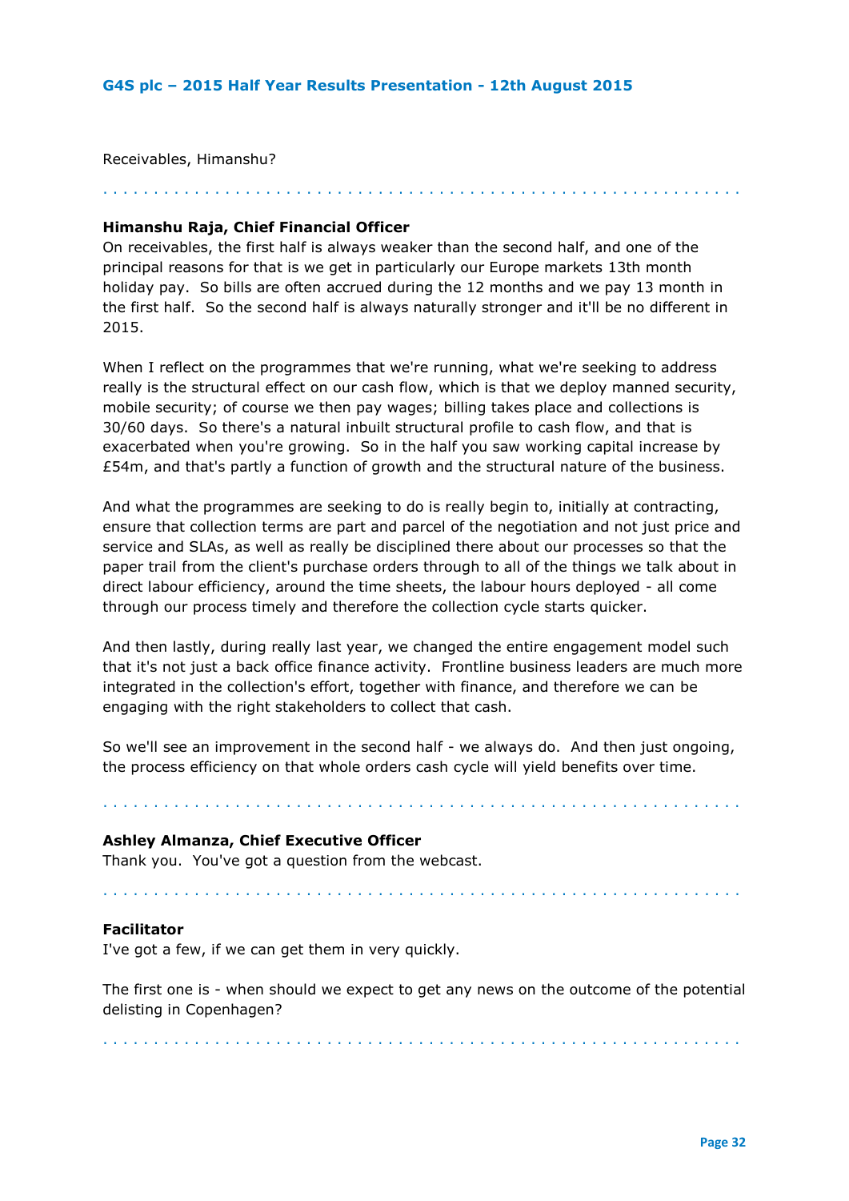Receivables, Himanshu?

**Himanshu Raja, Chief Financial Officer**
On receivables, the first half is always weaker than the second half, and one of the principal reasons for that is we get in particularly our Europe markets 13th month holiday pay. So bills are often accrued during the 12 months and we pay 13 month in the first half. So the second half is always naturally stronger and it'll be no different in 2015.

When I reflect on the programmes that we're running, what we're seeking to address really is the structural effect on our cash flow, which is that we deploy manned security, mobile security; of course we then pay wages; billing takes place and collections is 30/60 days. So there's a natural inbuilt structural profile to cash flow, and that is exacerbated when you're growing. So in the half you saw working capital increase by £54m, and that's partly a function of growth and the structural nature of the business.

And what the programmes are seeking to do is really begin to, initially at contracting, ensure that collection terms are part and parcel of the negotiation and not just price and service and SLAs, as well as really be disciplined there about our processes so that the paper trail from the client's purchase orders through to all of the things we talk about in direct labour efficiency, around the time sheets, the labour hours deployed - all come through our process timely and therefore the collection cycle starts quicker.

And then lastly, during really last year, we changed the entire engagement model such that it's not just a back office finance activity. Frontline business leaders are much more integrated in the collection's effort, together with finance, and therefore we can be engaging with the right stakeholders to collect that cash.

So we'll see an improvement in the second half - we always do. And then just ongoing, the process efficiency on that whole orders cash cycle will yield benefits over time.

**Ashley Almanza, Chief Executive Officer**
Thank you. You've got a question from the webcast.

**Facilitator**
I've got a few, if we can get them in very quickly.

The first one is - when should we expect to get any news on the outcome of the potential delisting in Copenhagen?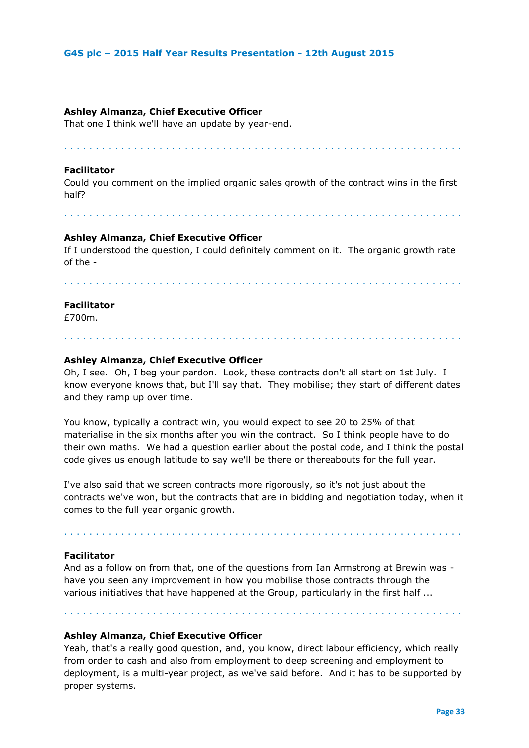**Ashley Almanza, Chief Executive Officer**
That one I think we'll have an update by year-end.

. . . . . . . . . . . . . . . . . . . . . . . . . . . . . . . . . . . . . . . . . . . . . . . . . . . . . . . . . . . . . .

**Facilitator**
Could you comment on the implied organic sales growth of the contract wins in the first half?

. . . . . . . . . . . . . . . . . . . . . . . . . . . . . . . . . . . . . . . . . . . . . . . . . . . . . . . . . . . . . .

**Ashley Almanza, Chief Executive Officer**
If I understood the question, I could definitely comment on it. The organic growth rate of the -

. . . . . . . . . . . . . . . . . . . . . . . . . . . . . . . . . . . . . . . . . . . . . . . . . . . . . . . . . . . . . .

**Facilitator**
£700m.

. . . . . . . . . . . . . . . . . . . . . . . . . . . . . . . . . . . . . . . . . . . . . . . . . . . . . . . . . . . . . .

**Ashley Almanza, Chief Executive Officer**
Oh, I see. Oh, I beg your pardon. Look, these contracts don't all start on 1st July. I know everyone knows that, but I'll say that. They mobilise; they start of different dates and they ramp up over time.

You know, typically a contract win, you would expect to see 20 to 25% of that materialise in the six months after you win the contract. So I think people have to do their own maths. We had a question earlier about the postal code, and I think the postal code gives us enough latitude to say we'll be there or thereabouts for the full year.

I've also said that we screen contracts more rigorously, so it's not just about the contracts we've won, but the contracts that are in bidding and negotiation today, when it comes to the full year organic growth.

. . . . . . . . . . . . . . . . . . . . . . . . . . . . . . . . . . . . . . . . . . . . . . . . . . . . . . . . . . . . . .

**Facilitator**
And as a follow on from that, one of the questions from Ian Armstrong at Brewin was - have you seen any improvement in how you mobilise those contracts through the various initiatives that have happened at the Group, particularly in the first half ...

. . . . . . . . . . . . . . . . . . . . . . . . . . . . . . . . . . . . . . . . . . . . . . . . . . . . . . . . . . . . . .

**Ashley Almanza, Chief Executive Officer**
Yeah, that's a really good question, and, you know, direct labour efficiency, which really from order to cash and also from employment to deep screening and employment to deployment, is a multi-year project, as we've said before. And it has to be supported by proper systems.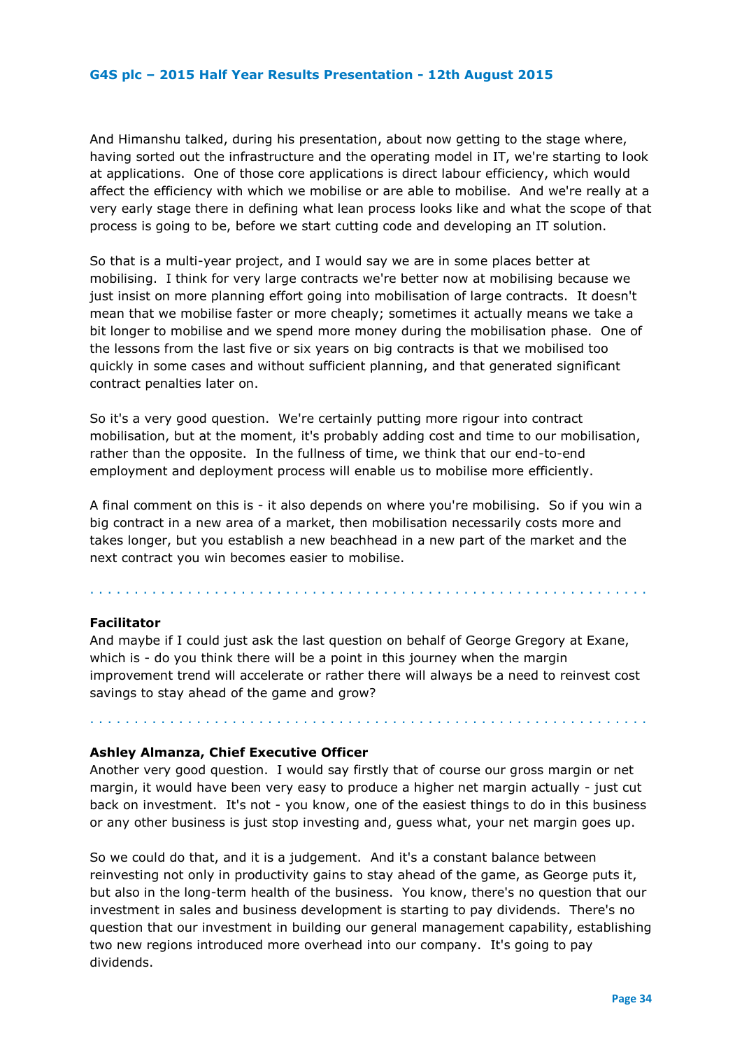And Himanshu talked, during his presentation, about now getting to the stage where, having sorted out the infrastructure and the operating model in IT, we're starting to look at applications. One of those core applications is direct labour efficiency, which would affect the efficiency with which we mobilise or are able to mobilise. And we're really at a very early stage there in defining what lean process looks like and what the scope of that process is going to be, before we start cutting code and developing an IT solution.

So that is a multi-year project, and I would say we are in some places better at mobilising. I think for very large contracts we're better now at mobilising because we just insist on more planning effort going into mobilisation of large contracts. It doesn't mean that we mobilise faster or more cheaply; sometimes it actually means we take a bit longer to mobilise and we spend more money during the mobilisation phase. One of the lessons from the last five or six years on big contracts is that we mobilised too quickly in some cases and without sufficient planning, and that generated significant contract penalties later on.

So it's a very good question. We're certainly putting more rigour into contract mobilisation, but at the moment, it's probably adding cost and time to our mobilisation, rather than the opposite. In the fullness of time, we think that our end-to-end employment and deployment process will enable us to mobilise more efficiently.

A final comment on this is - it also depends on where you're mobilising. So if you win a big contract in a new area of a market, then mobilisation necessarily costs more and takes longer, but you establish a new beachhead in a new part of the market and the next contract you win becomes easier to mobilise.

---

**Facilitator**
And maybe if I could just ask the last question on behalf of George Gregory at Exane, which is - do you think there will be a point in this journey when the margin improvement trend will accelerate or rather there will always be a need to reinvest cost savings to stay ahead of the game and grow?

---

**Ashley Almanza, Chief Executive Officer**
Another very good question. I would say firstly that of course our gross margin or net margin, it would have been very easy to produce a higher net margin actually - just cut back on investment. It's not - you know, one of the easiest things to do in this business or any other business is just stop investing and, guess what, your net margin goes up.

So we could do that, and it is a judgement. And it's a constant balance between reinvesting not only in productivity gains to stay ahead of the game, as George puts it, but also in the long-term health of the business. You know, there's no question that our investment in sales and business development is starting to pay dividends. There's no question that our investment in building our general management capability, establishing two new regions introduced more overhead into our company. It's going to pay dividends.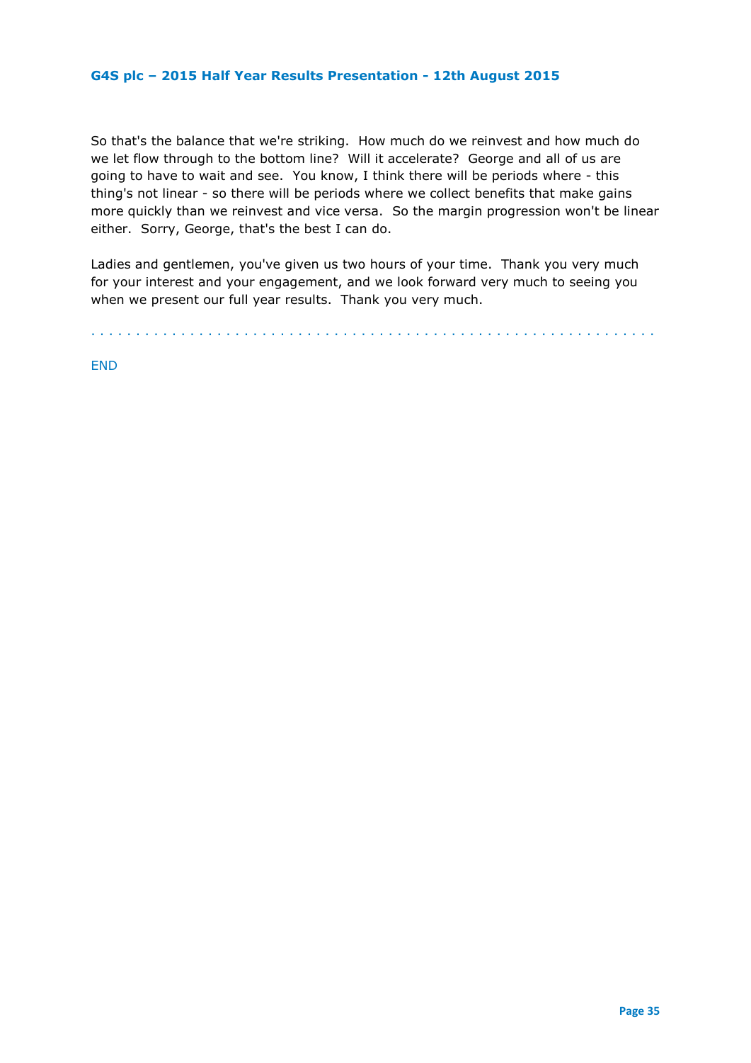So that's the balance that we're striking. How much do we reinvest and how much do we let flow through to the bottom line? Will it accelerate? George and all of us are going to have to wait and see. You know, I think there will be periods where - this thing's not linear - so there will be periods where we collect benefits that make gains more quickly than we reinvest and vice versa. So the margin progression won't be linear either. Sorry, George, that's the best I can do.

Ladies and gentlemen, you've given us two hours of your time. Thank you very much for your interest and your engagement, and we look forward very much to seeing you when we present our full year results. Thank you very much.

. . . . . . . . . . . . . . . . . . . . . . . . . . . . . . . . . . . . . . . . . . . . . . . . . . . . . . . . . . . . . . .

END